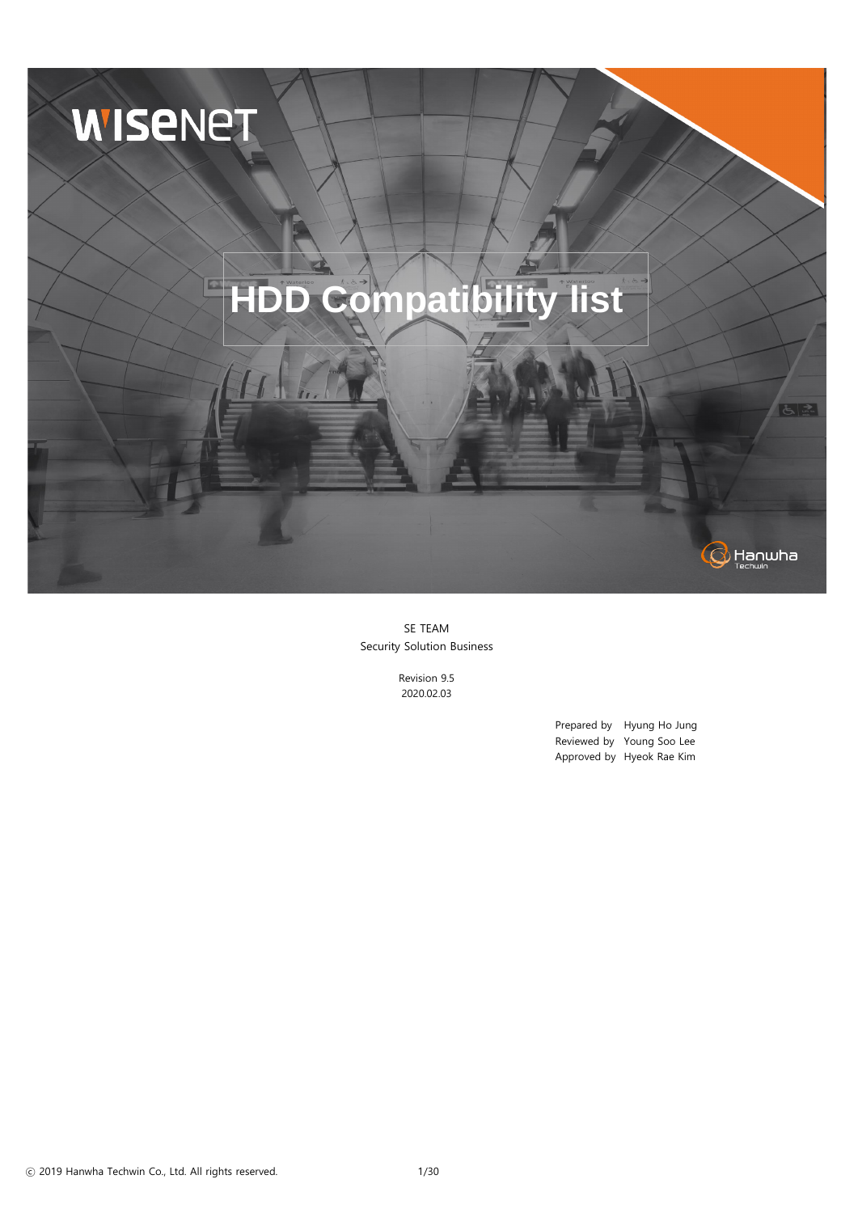WISENET

# HDD Compatibility list

Hanwha Techwin

SE TEAM
Security Solution Business

Revision 9.5
2020.02.03

Prepared by Hyung Ho Jung
Reviewed by Young Soo Lee
Approved by Hyeok Rae Kim

ⓒ 2019 Hanwha Techwin Co., Ltd. All rights reserved.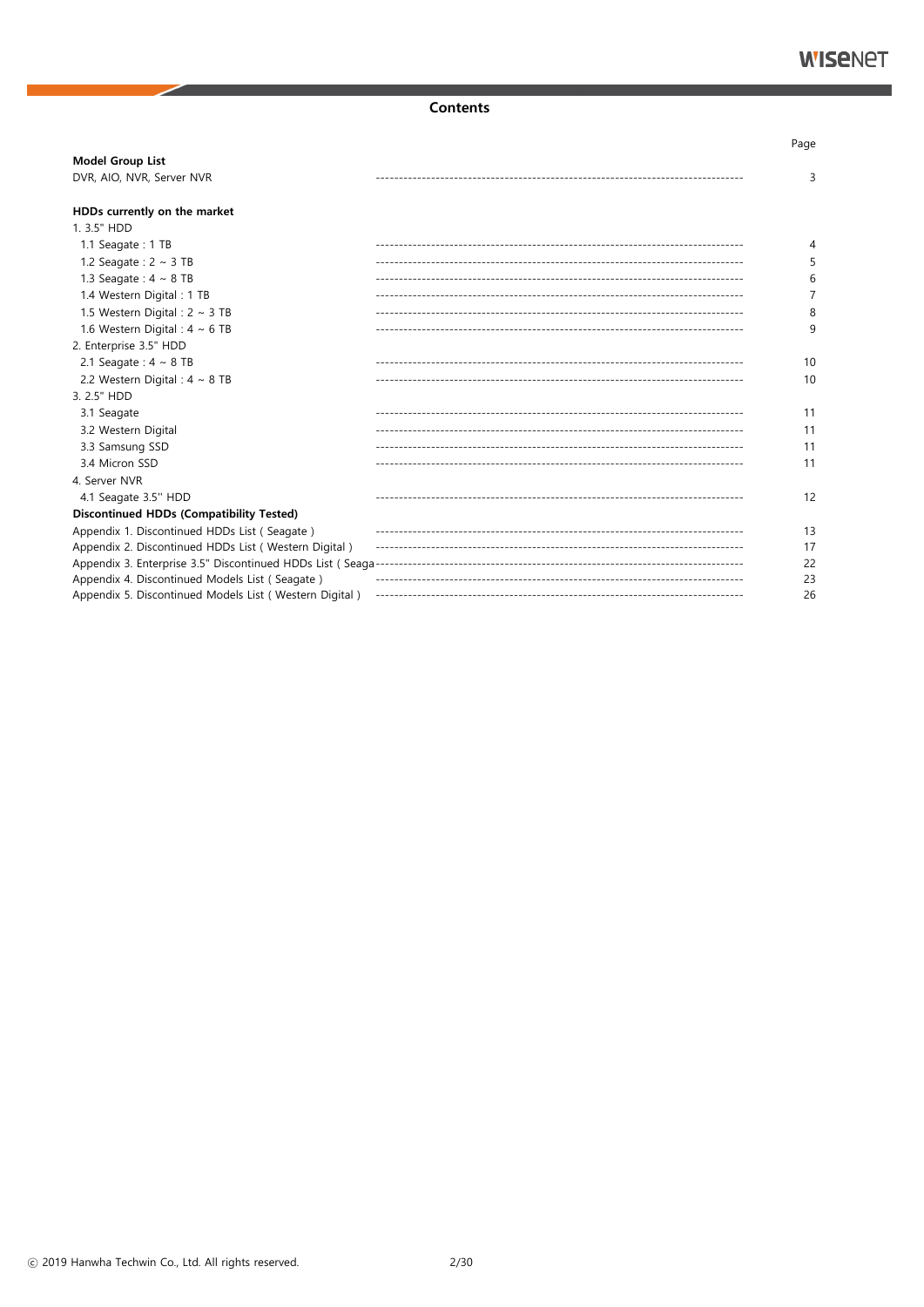# Contents

| | Page |
|---|---|
| **Model Group List** | |
| DVR, AIO, NVR, Server NVR | 3 |
| | |
| **HDDs currently on the market** | |
| 1. 3.5" HDD | |
| 1.1 Seagate : 1 TB | 4 |
| 1.2 Seagate : 2 ~ 3 TB | 5 |
| 1.3 Seagate : 4 ~ 8 TB | 6 |
| 1.4 Western Digital : 1 TB | 7 |
| 1.5 Western Digital : 2 ~ 3 TB | 8 |
| 1.6 Western Digital : 4 ~ 6 TB | 9 |
| 2. Enterprise 3.5" HDD | |
| 2.1 Seagate : 4 ~ 8 TB | 10 |
| 2.2 Western Digital : 4 ~ 8 TB | 10 |
| 3. 2.5" HDD | |
| 3.1 Seagate | 11 |
| 3.2 Western Digital | 11 |
| 3.3 Samsung SSD | 11 |
| 3.4 Micron SSD | 11 |
| 4. Server NVR | |
| 4.1 Seagate 3.5'' HDD | 12 |
| **Discontinued HDDs (Compatibility Tested)** | |
| Appendix 1. Discontinued HDDs List ( Seagate ) | 13 |
| Appendix 2. Discontinued HDDs List ( Western Digital ) | 17 |
| Appendix 3. Enterprise 3.5" Discontinued HDDs List ( Seaga | 22 |
| Appendix 4. Discontinued Models List ( Seagate ) | 23 |
| Appendix 5. Discontinued Models List ( Western Digital ) | 26 |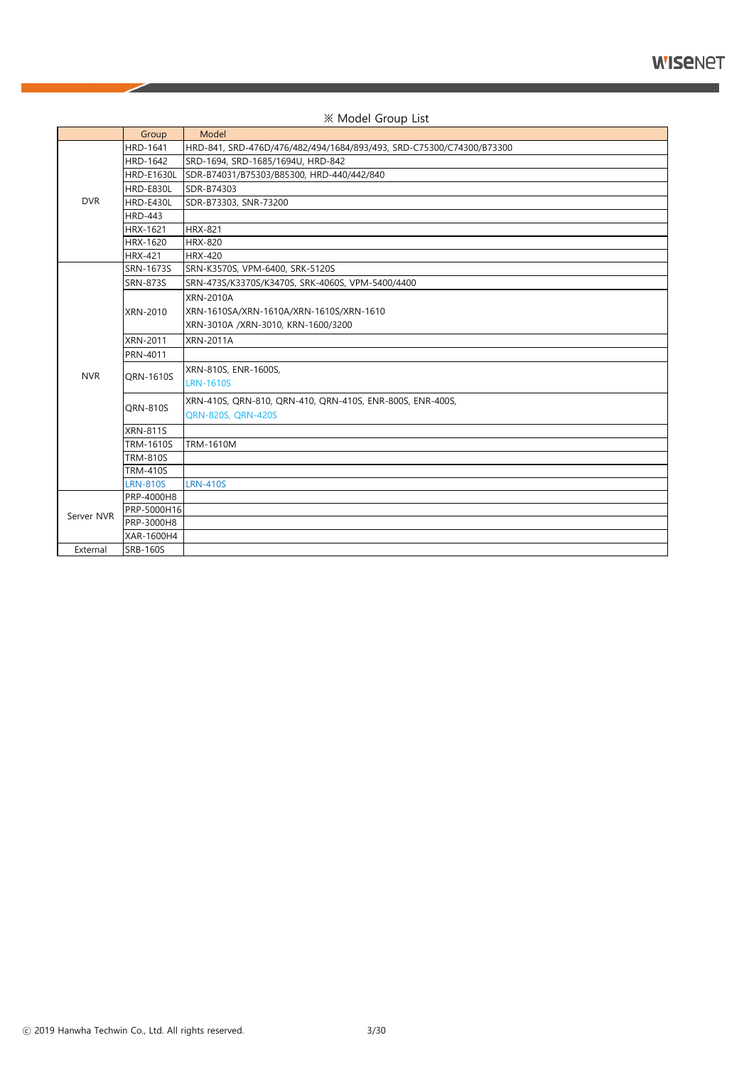※ Model Group List

| | Group | Model |
|---|---|---|
| DVR | HRD-1641 | HRD-841, SRD-476D/476/482/494/1684/893/493, SRD-C75300/C74300/B73300 |
| | HRD-1642 | SRD-1694, SRD-1685/1694U, HRD-842 |
| | HRD-E1630L | SDR-B74031/B75303/B85300, HRD-440/442/840 |
| | HRD-E830L | SDR-B74303 |
| | HRD-E430L | SDR-B73303, SNR-73200 |
| | HRD-443 | |
| | HRX-1621 | HRX-821 |
| | HRX-1620 | HRX-820 |
| | HRX-421 | HRX-420 |
| NVR | SRN-1673S | SRN-K3570S, VPM-6400, SRK-5120S |
| | SRN-873S | SRN-473S/K3370S/K3470S, SRK-4060S, VPM-5400/4400 |
| | XRN-2010 | XRN-2010A<br>XRN-1610SA/XRN-1610A/XRN-1610S/XRN-1610<br>XRN-3010A /XRN-3010, KRN-1600/3200 |
| | XRN-2011 | XRN-2011A |
| | PRN-4011 | |
| | QRN-1610S | XRN-810S, ENR-1600S,<br>LRN-1610S |
| | QRN-810S | XRN-410S, QRN-810, QRN-410, QRN-410S, ENR-800S, ENR-400S,<br>QRN-820S, QRN-420S |
| | XRN-811S | |
| | TRM-1610S | TRM-1610M |
| | TRM-810S | |
| | TRM-410S | |
| | LRN-810S | LRN-410S |
| Server NVR | PRP-4000H8 | |
| | PRP-5000H16 | |
| | PRP-3000H8 | |
| | XAR-1600H4 | |
| External | SRB-160S | |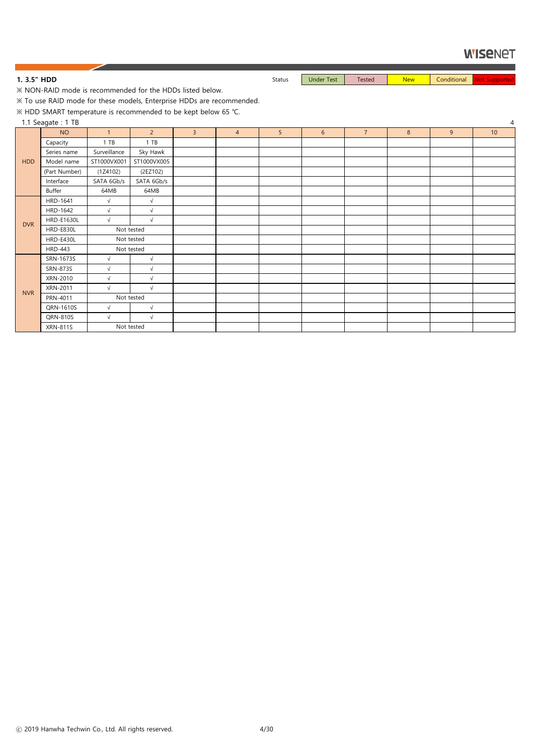**1. 3.5" HDD**

Status: Under Test | Tested | New | Conditional | Not Supported

※ NON-RAID mode is recommended for the HDDs listed below.

※ To use RAID mode for these models, Enterprise HDDs are recommended.

※ HDD SMART temperature is recommended to be kept below 65 ℃.

1.1 Seagate : 1 TB

| | NO | 1 | 2 | 3 | 4 | 5 | 6 | 7 | 8 | 9 | 10 |
|---|---|---|---|---|---|---|---|---|---|---|---|
| HDD | Capacity | 1 TB | 1 TB | | | | | | | | |
| | Series name | Surveillance | Sky Hawk | | | | | | | | |
| | Model name | ST1000VX001 | ST1000VX005 | | | | | | | | |
| | (Part Number) | (1Z4102) | (2EZ102) | | | | | | | | |
| | Interface | SATA 6Gb/s | SATA 6Gb/s | | | | | | | | |
| | Buffer | 64MB | 64MB | | | | | | | | |
| DVR | HRD-1641 | √ | √ | | | | | | | | |
| | HRD-1642 | √ | √ | | | | | | | | |
| | HRD-E1630L | √ | √ | | | | | | | | |
| | HRD-E830L | Not tested | | | | | | | | | |
| | HRD-E430L | Not tested | | | | | | | | | |
| | HRD-443 | Not tested | | | | | | | | | |
| NVR | SRN-1673S | √ | √ | | | | | | | | |
| | SRN-873S | √ | √ | | | | | | | | |
| | XRN-2010 | √ | √ | | | | | | | | |
| | XRN-2011 | √ | √ | | | | | | | | |
| | PRN-4011 | Not tested | | | | | | | | | |
| | QRN-1610S | √ | √ | | | | | | | | |
| | QRN-810S | √ | √ | | | | | | | | |
| | XRN-811S | Not tested | | | | | | | | | |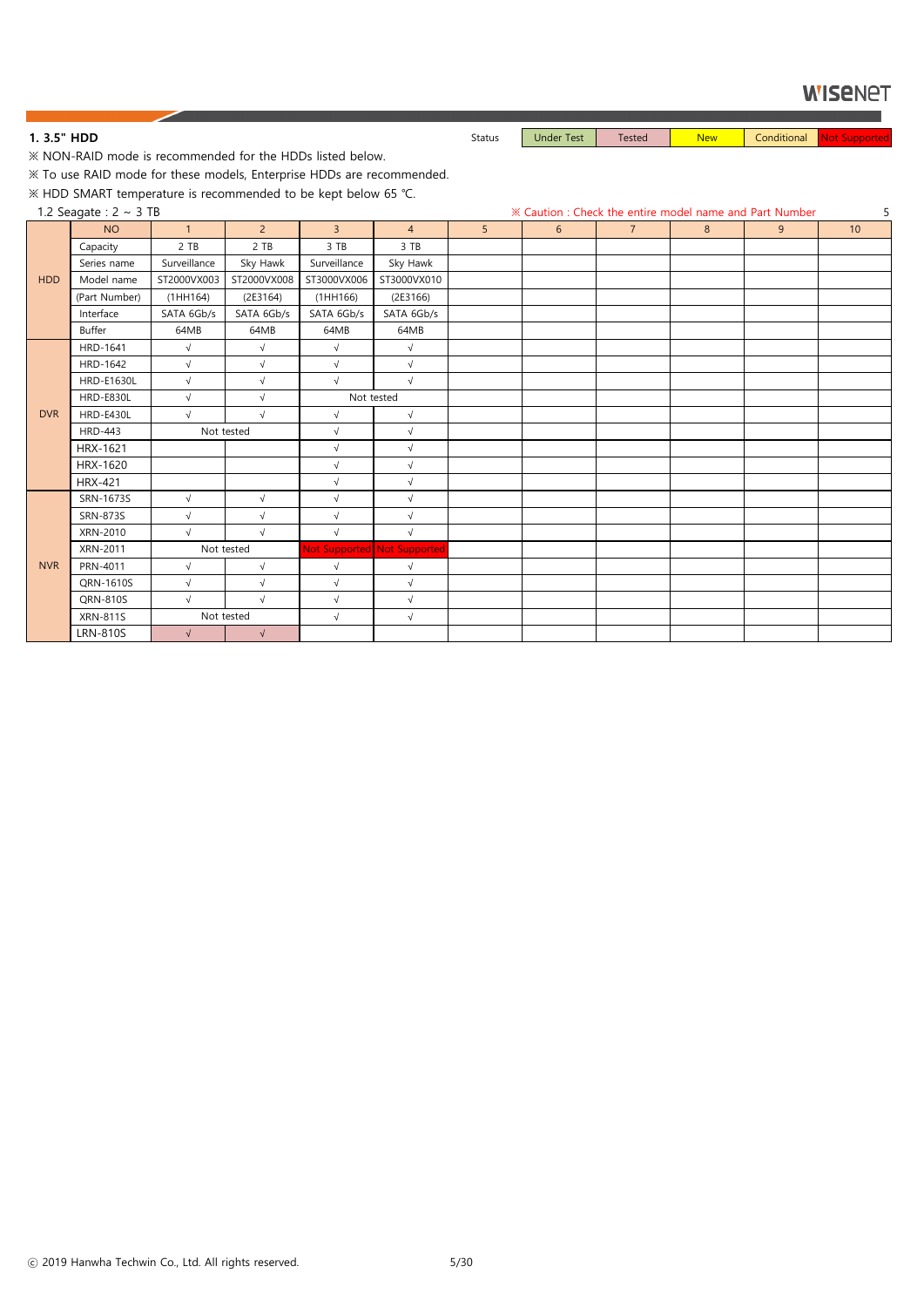## 1. 3.5" HDD

| Status | Under Test | Tested | New | Conditional | Not Supported |
|---|---|---|---|---|---|

※ NON-RAID mode is recommended for the HDDs listed below.

※ To use RAID mode for these models, Enterprise HDDs are recommended.

※ HDD SMART temperature is recommended to be kept below 65 ℃.

1.2 Seagate : 2 ~ 3 TB

※ Caution : Check the entire model name and Part Number

| | NO | 1 | 2 | 3 | 4 | 5 | 6 | 7 | 8 | 9 | 10 |
|---|---|---|---|---|---|---|---|---|---|---|---|
| HDD | Capacity | 2 TB | 2 TB | 3 TB | 3 TB | | | | | | |
| | Series name | Surveillance | Sky Hawk | Surveillance | Sky Hawk | | | | | | |
| | Model name | ST2000VX003 | ST2000VX008 | ST3000VX006 | ST3000VX010 | | | | | | |
| | (Part Number) | (1HH164) | (2E3164) | (1HH166) | (2E3166) | | | | | | |
| | Interface | SATA 6Gb/s | SATA 6Gb/s | SATA 6Gb/s | SATA 6Gb/s | | | | | | |
| | Buffer | 64MB | 64MB | 64MB | 64MB | | | | | | |
| DVR | HRD-1641 | √ | √ | √ | √ | | | | | | |
| | HRD-1642 | √ | √ | √ | √ | | | | | | |
| | HRD-E1630L | √ | √ | √ | √ | | | | | | |
| | HRD-E830L | √ | √ | Not tested | | | | | | | |
| | HRD-E430L | √ | √ | √ | √ | | | | | | |
| | HRD-443 | Not tested | | √ | √ | | | | | | |
| | HRX-1621 | | | √ | √ | | | | | | |
| | HRX-1620 | | | √ | √ | | | | | | |
| | HRX-421 | | | √ | √ | | | | | | |
| NVR | SRN-1673S | √ | √ | √ | √ | | | | | | |
| | SRN-873S | √ | √ | √ | √ | | | | | | |
| | XRN-2010 | √ | √ | √ | √ | | | | | | |
| | XRN-2011 | Not tested | | Not Supported | Not Supported | | | | | | |
| | PRN-4011 | √ | √ | √ | √ | | | | | | |
| | QRN-1610S | √ | √ | √ | √ | | | | | | |
| | QRN-810S | √ | √ | √ | √ | | | | | | |
| | XRN-811S | Not tested | | √ | √ | | | | | | |
| | LRN-810S | √ | √ | | | | | | | | |

ⓒ 2019 Hanwha Techwin Co., Ltd. All rights reserved.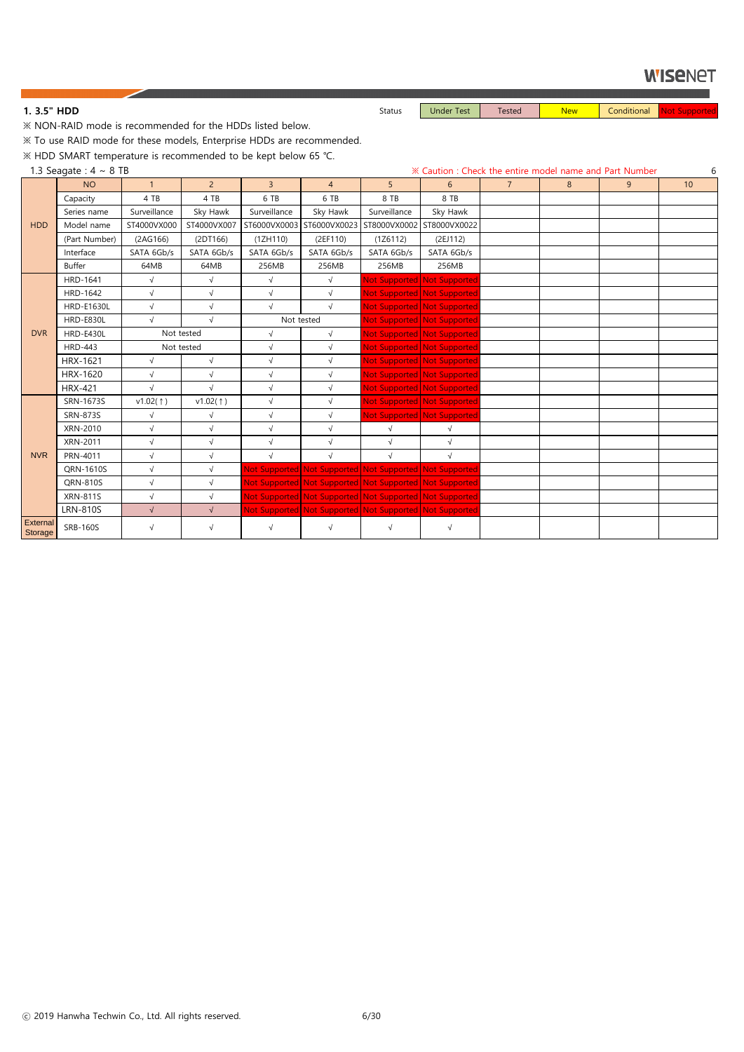## 1. 3.5" HDD

| Status | Under Test | Tested | New | Conditional | Not Supported |
|---|---|---|---|---|---|

※ NON-RAID mode is recommended for the HDDs listed below.

※ To use RAID mode for these models, Enterprise HDDs are recommended.

※ HDD SMART temperature is recommended to be kept below 65 ℃.

1.3 Seagate : 4 ~ 8 TB

※ Caution : Check the entire model name and Part Number

| | NO | 1 | 2 | 3 | 4 | 5 | 6 | 7 | 8 | 9 | 10 |
|---|---|---|---|---|---|---|---|---|---|---|---|
| HDD | Capacity | 4 TB | 4 TB | 6 TB | 6 TB | 8 TB | 8 TB | | | | |
| | Series name | Surveillance | Sky Hawk | Surveillance | Sky Hawk | Surveillance | Sky Hawk | | | | |
| | Model name | ST4000VX000 | ST4000VX007 | ST6000VX0003 | ST6000VX0023 | ST8000VX0002 | ST8000VX0022 | | | | |
| | (Part Number) | (2AG166) | (2DT166) | (1ZH110) | (2EF110) | (1Z6112) | (2EJ112) | | | | |
| | Interface | SATA 6Gb/s | SATA 6Gb/s | SATA 6Gb/s | SATA 6Gb/s | SATA 6Gb/s | SATA 6Gb/s | | | | |
| | Buffer | 64MB | 64MB | 256MB | 256MB | 256MB | 256MB | | | | |
| DVR | HRD-1641 | √ | √ | √ | √ | Not Supported | Not Supported | | | | |
| | HRD-1642 | √ | √ | √ | √ | Not Supported | Not Supported | | | | |
| | HRD-E1630L | √ | √ | √ | √ | Not Supported | Not Supported | | | | |
| | HRD-E830L | √ | √ | Not tested | | Not Supported | Not Supported | | | | |
| | HRD-E430L | Not tested | | √ | √ | Not Supported | Not Supported | | | | |
| | HRD-443 | Not tested | | √ | √ | Not Supported | Not Supported | | | | |
| | HRX-1621 | √ | √ | √ | √ | Not Supported | Not Supported | | | | |
| | HRX-1620 | √ | √ | √ | √ | Not Supported | Not Supported | | | | |
| | HRX-421 | √ | √ | √ | √ | Not Supported | Not Supported | | | | |
| NVR | SRN-1673S | v1.02(↑) | v1.02(↑) | √ | √ | Not Supported | Not Supported | | | | |
| | SRN-873S | √ | √ | √ | √ | Not Supported | Not Supported | | | | |
| | XRN-2010 | √ | √ | √ | √ | √ | √ | | | | |
| | XRN-2011 | √ | √ | √ | √ | √ | √ | | | | |
| | PRN-4011 | √ | √ | √ | √ | √ | √ | | | | |
| | QRN-1610S | √ | √ | Not Supported | Not Supported | Not Supported | Not Supported | | | | |
| | QRN-810S | √ | √ | Not Supported | Not Supported | Not Supported | Not Supported | | | | |
| | XRN-811S | √ | √ | Not Supported | Not Supported | Not Supported | Not Supported | | | | |
| | LRN-810S | √ | √ | Not Supported | Not Supported | Not Supported | Not Supported | | | | |
| External Storage | SRB-160S | √ | √ | √ | √ | √ | √ | | | | |

ⓒ 2019 Hanwha Techwin Co., Ltd. All rights reserved.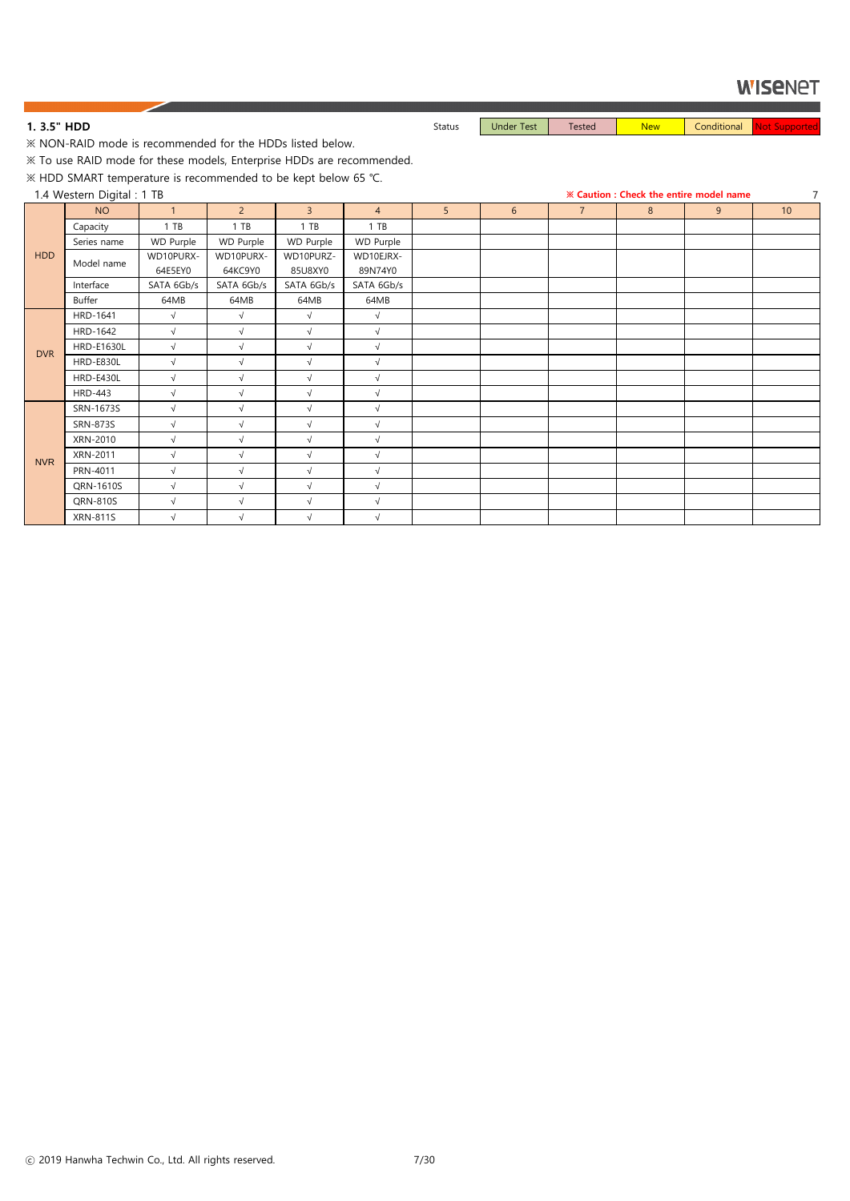## 1. 3.5" HDD

Status: Under Test | Tested | New | Conditional | Not Supported

※ NON-RAID mode is recommended for the HDDs listed below.

※ To use RAID mode for these models, Enterprise HDDs are recommended.

※ HDD SMART temperature is recommended to be kept below 65 ℃.

1.4 Western Digital : 1 TB

**※ Caution : Check the entire model name**

| | NO | 1 | 2 | 3 | 4 | 5 | 6 | 7 | 8 | 9 | 10 |
|---|---|---|---|---|---|---|---|---|---|---|---|
| HDD | Capacity | 1 TB | 1 TB | 1 TB | 1 TB | | | | | | |
| | Series name | WD Purple | WD Purple | WD Purple | WD Purple | | | | | | |
| | Model name | WD10PURX-64E5EY0 | WD10PURX-64KC9Y0 | WD10PURZ-85U8XY0 | WD10EJRX-89N74Y0 | | | | | | |
| | Interface | SATA 6Gb/s | SATA 6Gb/s | SATA 6Gb/s | SATA 6Gb/s | | | | | | |
| | Buffer | 64MB | 64MB | 64MB | 64MB | | | | | | |
| DVR | HRD-1641 | √ | √ | √ | √ | | | | | | |
| | HRD-1642 | √ | √ | √ | √ | | | | | | |
| | HRD-E1630L | √ | √ | √ | √ | | | | | | |
| | HRD-E830L | √ | √ | √ | √ | | | | | | |
| | HRD-E430L | √ | √ | √ | √ | | | | | | |
| | HRD-443 | √ | √ | √ | √ | | | | | | |
| NVR | SRN-1673S | √ | √ | √ | √ | | | | | | |
| | SRN-873S | √ | √ | √ | √ | | | | | | |
| | XRN-2010 | √ | √ | √ | √ | | | | | | |
| | XRN-2011 | √ | √ | √ | √ | | | | | | |
| | PRN-4011 | √ | √ | √ | √ | | | | | | |
| | QRN-1610S | √ | √ | √ | √ | | | | | | |
| | QRN-810S | √ | √ | √ | √ | | | | | | |
| | XRN-811S | √ | √ | √ | √ | | | | | | |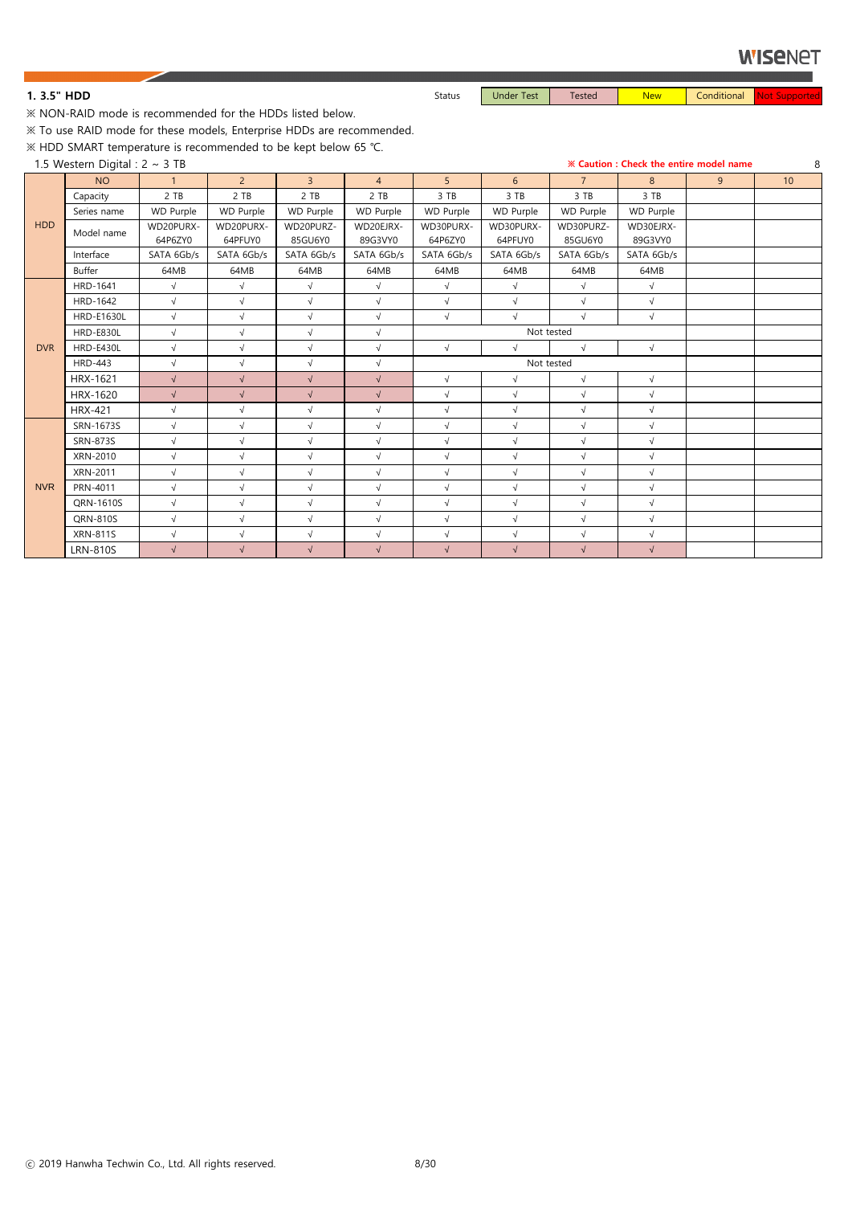## 1. 3.5" HDD

Status: Under Test | Tested | New | Conditional | Not Supported

※ NON-RAID mode is recommended for the HDDs listed below.

※ To use RAID mode for these models, Enterprise HDDs are recommended.

※ HDD SMART temperature is recommended to be kept below 65 ℃.

1.5 Western Digital : 2 ~ 3 TB

**※ Caution : Check the entire model name**

| | NO | 1 | 2 | 3 | 4 | 5 | 6 | 7 | 8 | 9 | 10 |
|---|---|---|---|---|---|---|---|---|---|---|---|
| HDD | Capacity | 2 TB | 2 TB | 2 TB | 2 TB | 3 TB | 3 TB | 3 TB | 3 TB | | |
| | Series name | WD Purple | WD Purple | WD Purple | WD Purple | WD Purple | WD Purple | WD Purple | WD Purple | | |
| | Model name | WD20PURX-64P6ZY0 | WD20PURX-64PFUY0 | WD20PURZ-85GU6Y0 | WD20EJRX-89G3VY0 | WD30PURX-64P6ZY0 | WD30PURX-64PFUY0 | WD30PURZ-85GU6Y0 | WD30EJRX-89G3VY0 | | |
| | Interface | SATA 6Gb/s | SATA 6Gb/s | SATA 6Gb/s | SATA 6Gb/s | SATA 6Gb/s | SATA 6Gb/s | SATA 6Gb/s | SATA 6Gb/s | | |
| | Buffer | 64MB | 64MB | 64MB | 64MB | 64MB | 64MB | 64MB | 64MB | | |
| DVR | HRD-1641 | √ | √ | √ | √ | √ | √ | √ | √ | | |
| | HRD-1642 | √ | √ | √ | √ | √ | √ | √ | √ | | |
| | HRD-E1630L | √ | √ | √ | √ | √ | √ | √ | √ | | |
| | HRD-E830L | √ | √ | √ | √ | Not tested | | | | | |
| | HRD-E430L | √ | √ | √ | √ | √ | √ | √ | √ | | |
| | HRD-443 | √ | √ | √ | √ | Not tested | | | | | |
| | HRX-1621 | √ | √ | √ | √ | √ | √ | √ | √ | | |
| | HRX-1620 | √ | √ | √ | √ | √ | √ | √ | √ | | |
| | HRX-421 | √ | √ | √ | √ | √ | √ | √ | √ | | |
| NVR | SRN-1673S | √ | √ | √ | √ | √ | √ | √ | √ | | |
| | SRN-873S | √ | √ | √ | √ | √ | √ | √ | √ | | |
| | XRN-2010 | √ | √ | √ | √ | √ | √ | √ | √ | | |
| | XRN-2011 | √ | √ | √ | √ | √ | √ | √ | √ | | |
| | PRN-4011 | √ | √ | √ | √ | √ | √ | √ | √ | | |
| | QRN-1610S | √ | √ | √ | √ | √ | √ | √ | √ | | |
| | QRN-810S | √ | √ | √ | √ | √ | √ | √ | √ | | |
| | XRN-811S | √ | √ | √ | √ | √ | √ | √ | √ | | |
| | LRN-810S | √ | √ | √ | √ | √ | √ | √ | √ | | |

ⓒ 2019 Hanwha Techwin Co., Ltd. All rights reserved.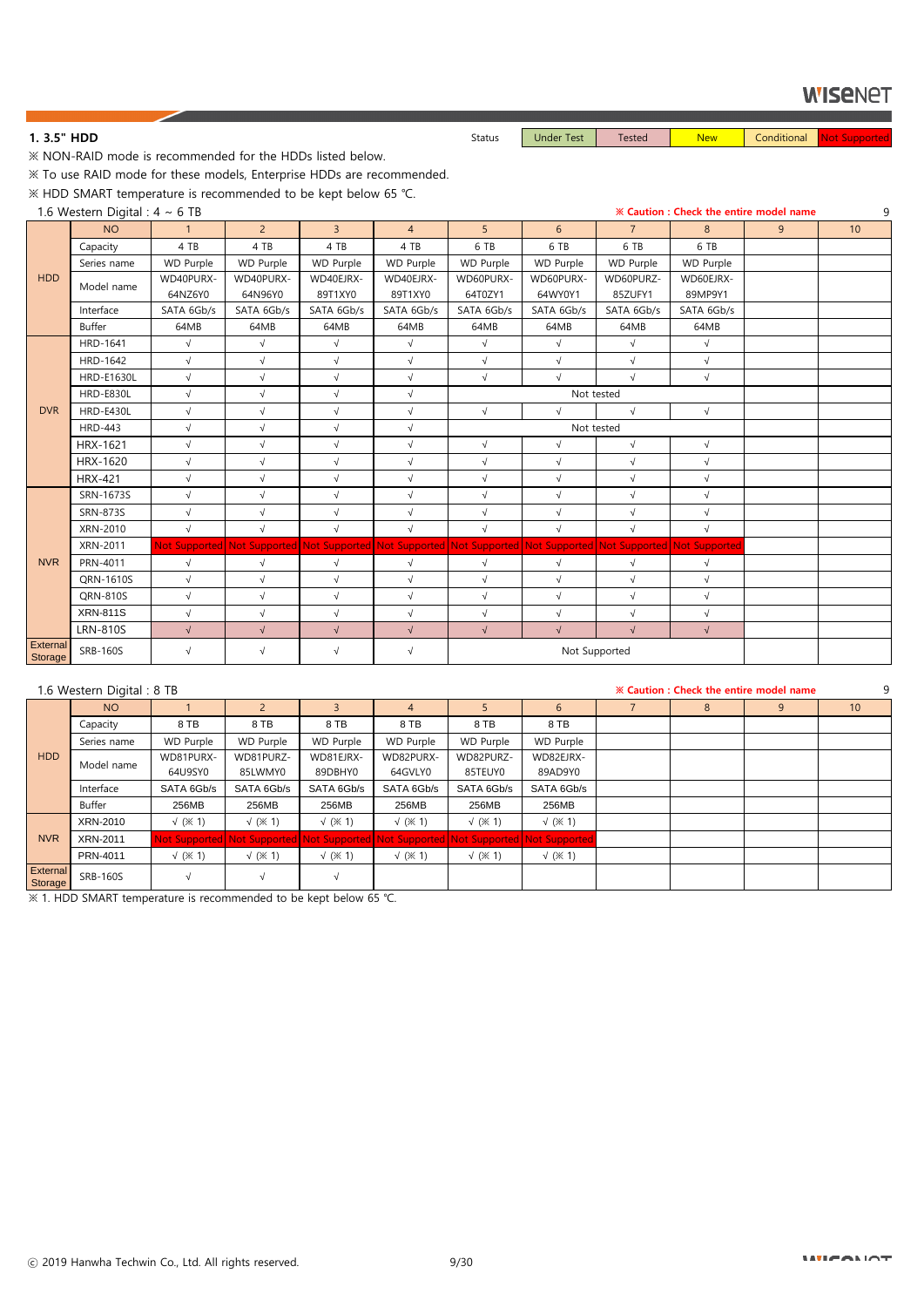## 1. 3.5" HDD

| Status | Under Test | Tested | New | Conditional | Not Supported |
|---|---|---|---|---|---|

※ NON-RAID mode is recommended for the HDDs listed below.

※ To use RAID mode for these models, Enterprise HDDs are recommended.

※ HDD SMART temperature is recommended to be kept below 65 ℃.

1.6 Western Digital : 4 ~ 6 TB

**※ Caution : Check the entire model name**

| | NO | 1 | 2 | 3 | 4 | 5 | 6 | 7 | 8 | 9 | 10 |
|---|---|---|---|---|---|---|---|---|---|---|---|
| HDD | Capacity | 4 TB | 4 TB | 4 TB | 4 TB | 6 TB | 6 TB | 6 TB | 6 TB | | |
| | Series name | WD Purple | WD Purple | WD Purple | WD Purple | WD Purple | WD Purple | WD Purple | WD Purple | | |
| | Model name | WD40PURX-64NZ6Y0 | WD40PURX-64N96Y0 | WD40EJRX-89T1XY0 | WD40EJRX-89T1XY0 | WD60PURX-64T0ZY1 | WD60PURX-64WY0Y1 | WD60PURZ-85ZUFY1 | WD60EJRX-89MP9Y1 | | |
| | Interface | SATA 6Gb/s | SATA 6Gb/s | SATA 6Gb/s | SATA 6Gb/s | SATA 6Gb/s | SATA 6Gb/s | SATA 6Gb/s | SATA 6Gb/s | | |
| | Buffer | 64MB | 64MB | 64MB | 64MB | 64MB | 64MB | 64MB | 64MB | | |
| DVR | HRD-1641 | √ | √ | √ | √ | √ | √ | √ | √ | | |
| | HRD-1642 | √ | √ | √ | √ | √ | √ | √ | √ | | |
| | HRD-E1630L | √ | √ | √ | √ | √ | √ | √ | √ | | |
| | HRD-E830L | √ | √ | √ | √ | Not tested | | | | | |
| | HRD-E430L | √ | √ | √ | √ | √ | √ | √ | √ | | |
| | HRD-443 | √ | √ | √ | √ | Not tested | | | | | |
| | HRX-1621 | √ | √ | √ | √ | √ | √ | √ | √ | | |
| | HRX-1620 | √ | √ | √ | √ | √ | √ | √ | √ | | |
| | HRX-421 | √ | √ | √ | √ | √ | √ | √ | √ | | |
| NVR | SRN-1673S | √ | √ | √ | √ | √ | √ | √ | √ | | |
| | SRN-873S | √ | √ | √ | √ | √ | √ | √ | √ | | |
| | XRN-2010 | √ | √ | √ | √ | √ | √ | √ | √ | | |
| | XRN-2011 | Not Supported | Not Supported | Not Supported | Not Supported | Not Supported | Not Supported | Not Supported | Not Supported | | |
| | PRN-4011 | √ | √ | √ | √ | √ | √ | √ | √ | | |
| | QRN-1610S | √ | √ | √ | √ | √ | √ | √ | √ | | |
| | QRN-810S | √ | √ | √ | √ | √ | √ | √ | √ | | |
| | XRN-811S | √ | √ | √ | √ | √ | √ | √ | √ | | |
| | LRN-810S | √ | √ | √ | √ | √ | √ | √ | √ | | |
| External Storage | SRB-160S | √ | √ | √ | √ | Not Supported | | | | | |

1.6 Western Digital : 8 TB

**※ Caution : Check the entire model name**

| | NO | 1 | 2 | 3 | 4 | 5 | 6 | 7 | 8 | 9 | 10 |
|---|---|---|---|---|---|---|---|---|---|---|---|
| HDD | Capacity | 8 TB | 8 TB | 8 TB | 8 TB | 8 TB | 8 TB | | | | |
| | Series name | WD Purple | WD Purple | WD Purple | WD Purple | WD Purple | WD Purple | | | | |
| | Model name | WD81PURX-64U9SY0 | WD81PURZ-85LWMY0 | WD81EJRX-89DBHY0 | WD82PURX-64GVLY0 | WD82PURZ-85TEUY0 | WD82EJRX-89AD9Y0 | | | | |
| | Interface | SATA 6Gb/s | SATA 6Gb/s | SATA 6Gb/s | SATA 6Gb/s | SATA 6Gb/s | SATA 6Gb/s | | | | |
| | Buffer | 256MB | 256MB | 256MB | 256MB | 256MB | 256MB | | | | |
| NVR | XRN-2010 | √ (※ 1) | √ (※ 1) | √ (※ 1) | √ (※ 1) | √ (※ 1) | √ (※ 1) | | | | |
| | XRN-2011 | Not Supported | Not Supported | Not Supported | Not Supported | Not Supported | Not Supported | | | | |
| | PRN-4011 | √ (※ 1) | √ (※ 1) | √ (※ 1) | √ (※ 1) | √ (※ 1) | √ (※ 1) | | | | |
| External Storage | SRB-160S | √ | √ | √ | | | | | | | |

※ 1. HDD SMART temperature is recommended to be kept below 65 ℃.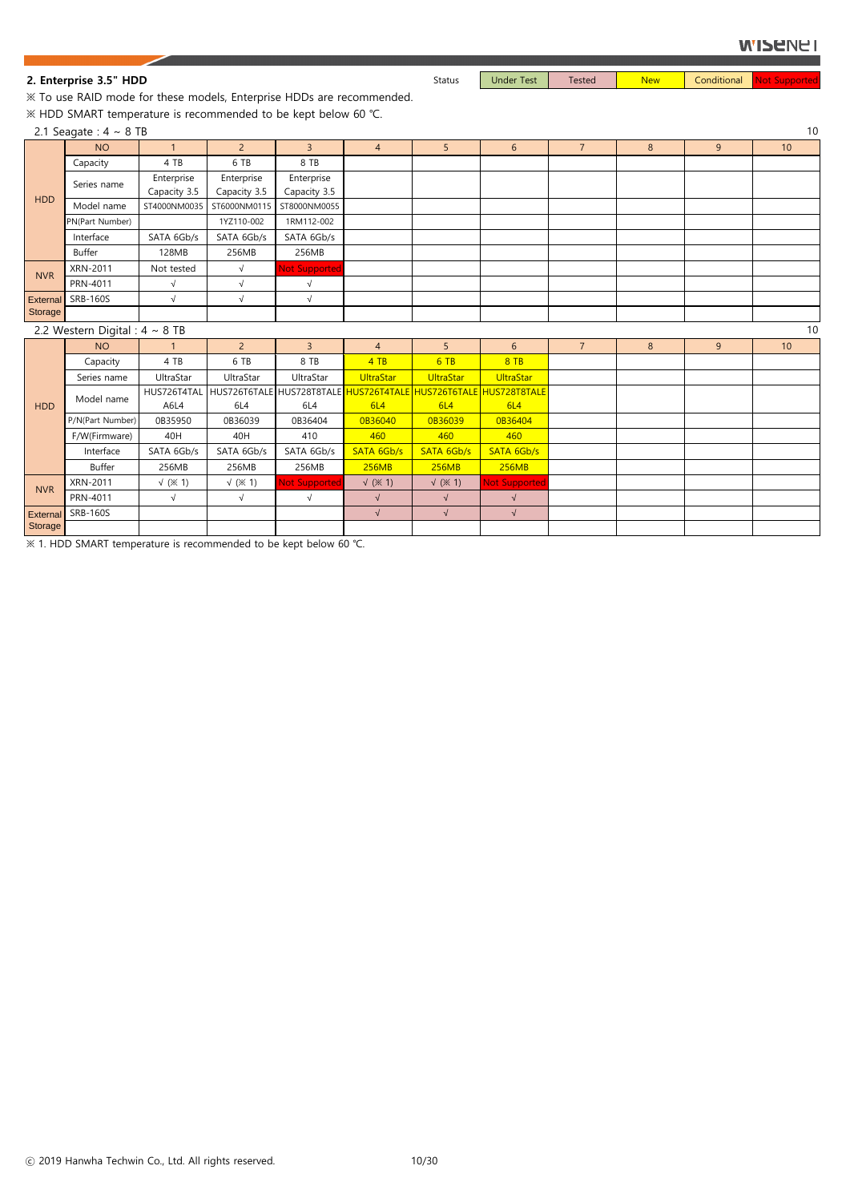## 2. Enterprise 3.5" HDD

| Status | Under Test | Tested | New | Conditional | Not Supported |
|---|---|---|---|---|---|

※ To use RAID mode for these models, Enterprise HDDs are recommended.

※ HDD SMART temperature is recommended to be kept below 60 ℃.

### 2.1 Seagate : 4 ~ 8 TB

10

| | NO | 1 | 2 | 3 | 4 | 5 | 6 | 7 | 8 | 9 | 10 |
|---|---|---|---|---|---|---|---|---|---|---|---|
| HDD | Capacity | 4 TB | 6 TB | 8 TB | | | | | | | |
| | Series name | Enterprise Capacity 3.5 | Enterprise Capacity 3.5 | Enterprise Capacity 3.5 | | | | | | | |
| | Model name | ST4000NM0035 | ST6000NM0115 | ST8000NM0055 | | | | | | | |
| | PN(Part Number) | | 1YZ110-002 | 1RM112-002 | | | | | | | |
| | Interface | SATA 6Gb/s | SATA 6Gb/s | SATA 6Gb/s | | | | | | | |
| | Buffer | 128MB | 256MB | 256MB | | | | | | | |
| NVR | XRN-2011 | Not tested | √ | Not Supported | | | | | | | |
| | PRN-4011 | √ | √ | √ | | | | | | | |
| External Storage | SRB-160S | √ | √ | √ | | | | | | | |
| | | | | | | | | | | | |

### 2.2 Western Digital : 4 ~ 8 TB

10

| | NO | 1 | 2 | 3 | 4 | 5 | 6 | 7 | 8 | 9 | 10 |
|---|---|---|---|---|---|---|---|---|---|---|---|
| HDD | Capacity | 4 TB | 6 TB | 8 TB | 4 TB | 6 TB | 8 TB | | | | |
| | Series name | UltraStar | UltraStar | UltraStar | UltraStar | UltraStar | UltraStar | | | | |
| | Model name | HUS726T4TAL A6L4 | HUS726T6TALE 6L4 | HUS728T8TALE 6L4 | HUS726T4TALE 6L4 | HUS726T6TALE 6L4 | HUS728T8TALE 6L4 | | | | |
| | P/N(Part Number) | 0B35950 | 0B36039 | 0B36404 | 0B36040 | 0B36039 | 0B36404 | | | | |
| | F/W(Firmware) | 40H | 40H | 410 | 460 | 460 | 460 | | | | |
| | Interface | SATA 6Gb/s | SATA 6Gb/s | SATA 6Gb/s | SATA 6Gb/s | SATA 6Gb/s | SATA 6Gb/s | | | | |
| | Buffer | 256MB | 256MB | 256MB | 256MB | 256MB | 256MB | | | | |
| NVR | XRN-2011 | √ (※ 1) | √ (※ 1) | Not Supported | √ (※ 1) | √ (※ 1) | Not Supported | | | | |
| | PRN-4011 | √ | √ | √ | √ | √ | √ | | | | |
| External Storage | SRB-160S | | | | √ | √ | √ | | | | |
| | | | | | | | | | | | |

※ 1. HDD SMART temperature is recommended to be kept below 60 ℃.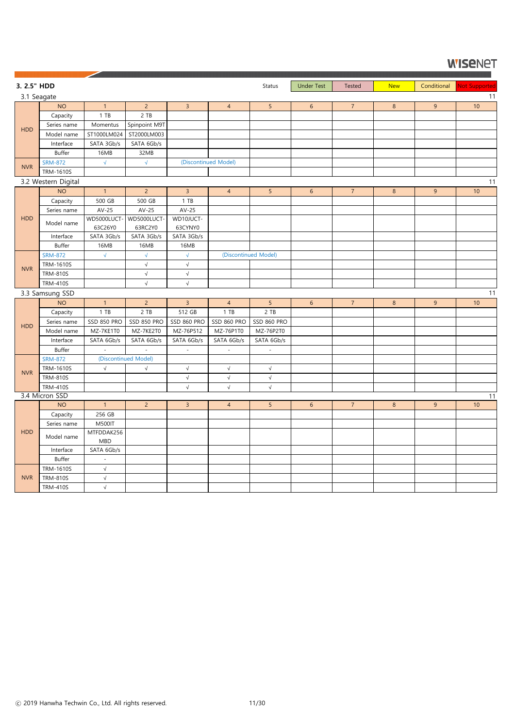## 3. 2.5" HDD

| Status | Under Test | Tested | New | Conditional | Not Supported |
|---|---|---|---|---|---|

### 3.1 Seagate

11

| | NO | 1 | 2 | 3 | 4 | 5 | 6 | 7 | 8 | 9 | 10 |
|---|---|---|---|---|---|---|---|---|---|---|---|
| HDD | Capacity | 1 TB | 2 TB | | | | | | | | |
| | Series name | Momentus | Spinpoint M9T | | | | | | | | |
| | Model name | ST1000LM024 | ST2000LM003 | | | | | | | | |
| | Interface | SATA 3Gb/s | SATA 6Gb/s | | | | | | | | |
| | Buffer | 16MB | 32MB | | | | | | | | |
| NVR | SRM-872 | √ | √ | (Discontinued Model) | | | | | | | |
| | TRM-1610S | | | | | | | | | | |

### 3.2 Western Digital

11

| | NO | 1 | 2 | 3 | 4 | 5 | 6 | 7 | 8 | 9 | 10 |
|---|---|---|---|---|---|---|---|---|---|---|---|
| HDD | Capacity | 500 GB | 500 GB | 1 TB | | | | | | | |
| | Series name | AV-25 | AV-25 | AV-25 | | | | | | | |
| | Model name | WD5000LUCT-63C26Y0 | WD5000LUCT-63RC2Y0 | WD10JUCT-63CYNY0 | | | | | | | |
| | Interface | SATA 3Gb/s | SATA 3Gb/s | SATA 3Gb/s | | | | | | | |
| | Buffer | 16MB | 16MB | 16MB | | | | | | | |
| NVR | SRM-872 | √ | √ | √ | (Discontinued Model) | | | | | | |
| | TRM-1610S | | √ | √ | | | | | | | |
| | TRM-810S | | √ | √ | | | | | | | |
| | TRM-410S | | √ | √ | | | | | | | |

### 3.3 Samsung SSD

11

| | NO | 1 | 2 | 3 | 4 | 5 | 6 | 7 | 8 | 9 | 10 |
|---|---|---|---|---|---|---|---|---|---|---|---|
| HDD | Capacity | 1 TB | 2 TB | 512 GB | 1 TB | 2 TB | | | | | |
| | Series name | SSD 850 PRO | SSD 850 PRO | SSD 860 PRO | SSD 860 PRO | SSD 860 PRO | | | | | |
| | Model name | MZ-7KE1T0 | MZ-7KE2T0 | MZ-76P512 | MZ-76P1T0 | MZ-76P2T0 | | | | | |
| | Interface | SATA 6Gb/s | SATA 6Gb/s | SATA 6Gb/s | SATA 6Gb/s | SATA 6Gb/s | | | | | |
| | Buffer | - | - | - | - | - | | | | | |
| NVR | SRM-872 | (Discontinued Model) | | | | | | | | | |
| | TRM-1610S | √ | √ | √ | √ | √ | | | | | |
| | TRM-810S | | | √ | √ | √ | | | | | |
| | TRM-410S | | | √ | √ | √ | | | | | |

### 3.4 Micron SSD

11

| | NO | 1 | 2 | 3 | 4 | 5 | 6 | 7 | 8 | 9 | 10 |
|---|---|---|---|---|---|---|---|---|---|---|---|
| HDD | Capacity | 256 GB | | | | | | | | | |
| | Series name | M500IT | | | | | | | | | |
| | Model name | MTFDDAK256MBD | | | | | | | | | |
| | Interface | SATA 6Gb/s | | | | | | | | | |
| | Buffer | - | | | | | | | | | |
| NVR | TRM-1610S | √ | | | | | | | | | |
| | TRM-810S | √ | | | | | | | | | |
| | TRM-410S | √ | | | | | | | | | |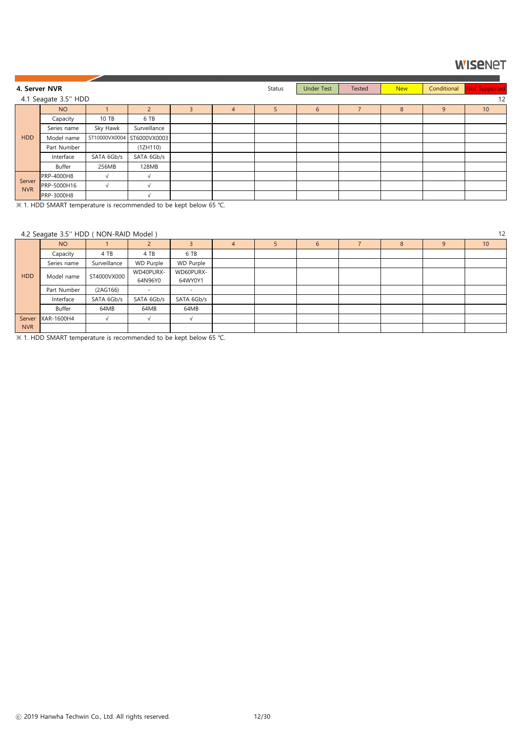## 4. Server NVR

| Status | Under Test | Tested | New | Conditional | Not Supported |
|---|---|---|---|---|---|

### 4.1 Seagate 3.5'' HDD

| | NO | 1 | 2 | 3 | 4 | 5 | 6 | 7 | 8 | 9 | 10 |
|---|---|---|---|---|---|---|---|---|---|---|---|
| HDD | Capacity | 10 TB | 6 TB | | | | | | | | |
| | Series name | Sky Hawk | Surveillance | | | | | | | | |
| | Model name | ST10000VX0004 | ST6000VX0003 | | | | | | | | |
| | Part Number | | (1ZH110) | | | | | | | | |
| | Interface | SATA 6Gb/s | SATA 6Gb/s | | | | | | | | |
| | Buffer | 256MB | 128MB | | | | | | | | |
| Server NVR | PRP-4000H8 | √ | √ | | | | | | | | |
| | PRP-5000H16 | √ | √ | | | | | | | | |
| | PRP-3000H8 | | √ | | | | | | | | |

※ 1. HDD SMART temperature is recommended to be kept below 65 ℃.

### 4.2 Seagate 3.5'' HDD ( NON-RAID Model )

| | NO | 1 | 2 | 3 | 4 | 5 | 6 | 7 | 8 | 9 | 10 |
|---|---|---|---|---|---|---|---|---|---|---|---|
| HDD | Capacity | 4 TB | 4 TB | 6 TB | | | | | | | |
| | Series name | Surveillance | WD Purple | WD Purple | | | | | | | |
| | Model name | ST4000VX000 | WD40PURX-64N96Y0 | WD60PURX-64WY0Y1 | | | | | | | |
| | Part Number | (2AG166) | - | - | | | | | | | |
| | Interface | SATA 6Gb/s | SATA 6Gb/s | SATA 6Gb/s | | | | | | | |
| | Buffer | 64MB | 64MB | 64MB | | | | | | | |
| Server NVR | XAR-1600H4 | √ | √ | √ | | | | | | | |
| | | | | | | | | | | | |

※ 1. HDD SMART temperature is recommended to be kept below 65 ℃.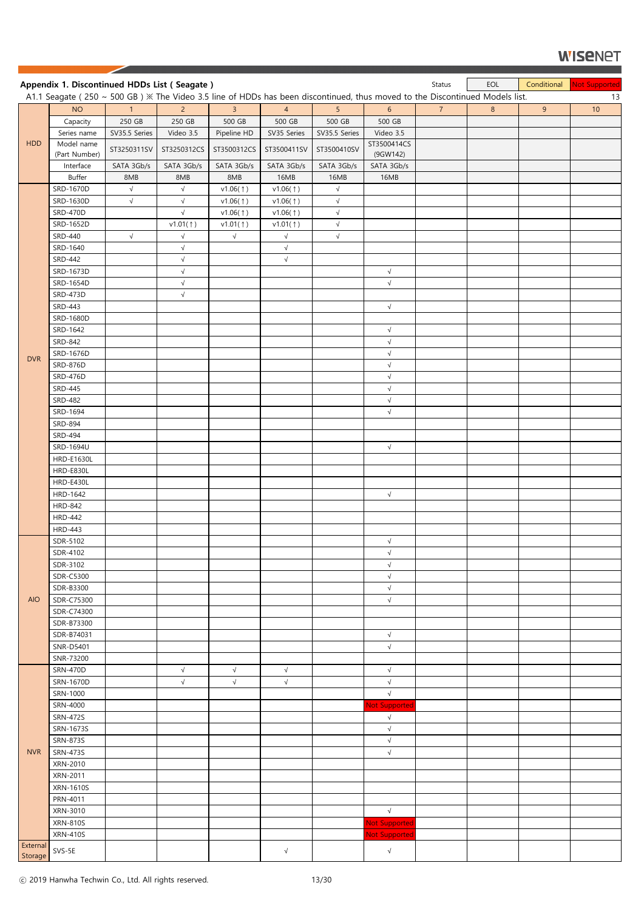## Appendix 1. Discontinued HDDs List ( Seagate )

| Status | EOL | Conditional | Not Supported |
|---|---|---|---|

A1.1 Seagate ( 250 ~ 500 GB ) ※ The Video 3.5 line of HDDs has been discontinued, thus moved to the Discontinued Models list.

| | NO | 1 | 2 | 3 | 4 | 5 | 6 | 7 | 8 | 9 | 10 |
|---|---|---|---|---|---|---|---|---|---|---|---|
| HDD | Capacity | 250 GB | 250 GB | 500 GB | 500 GB | 500 GB | 500 GB | | | | |
| | Series name | SV35.5 Series | Video 3.5 | Pipeline HD | SV35 Series | SV35.5 Series | Video 3.5 | | | | |
| | Model name (Part Number) | ST3250311SV | ST3250312CS | ST3500312CS | ST3500411SV | ST3500410SV | ST3500414CS (9GW142) | | | | |
| | Interface | SATA 3Gb/s | SATA 3Gb/s | SATA 3Gb/s | SATA 3Gb/s | SATA 3Gb/s | SATA 3Gb/s | | | | |
| | Buffer | 8MB | 8MB | 8MB | 16MB | 16MB | 16MB | | | | |
| DVR | SRD-1670D | √ | √ | v1.06(↑) | v1.06(↑) | √ | | | | | |
| | SRD-1630D | √ | √ | v1.06(↑) | v1.06(↑) | √ | | | | | |
| | SRD-470D | | √ | v1.06(↑) | v1.06(↑) | √ | | | | | |
| | SRD-1652D | | v1.01(↑) | v1.01(↑) | v1.01(↑) | √ | | | | | |
| | SRD-440 | √ | √ | √ | √ | √ | | | | | |
| | SRD-1640 | | √ | | √ | | | | | | |
| | SRD-442 | | √ | | √ | | | | | | |
| | SRD-1673D | | √ | | | | √ | | | | |
| | SRD-1654D | | √ | | | | √ | | | | |
| | SRD-473D | | √ | | | | | | | | |
| | SRD-443 | | | | | | √ | | | | |
| | SRD-1680D | | | | | | | | | | |
| | SRD-1642 | | | | | | √ | | | | |
| | SRD-842 | | | | | | √ | | | | |
| | SRD-1676D | | | | | | √ | | | | |
| | SRD-876D | | | | | | √ | | | | |
| | SRD-476D | | | | | | √ | | | | |
| | SRD-445 | | | | | | √ | | | | |
| | SRD-482 | | | | | | √ | | | | |
| | SRD-1694 | | | | | | √ | | | | |
| | SRD-894 | | | | | | | | | | |
| | SRD-494 | | | | | | | | | | |
| | SRD-1694U | | | | | | √ | | | | |
| | HRD-E1630L | | | | | | | | | | |
| | HRD-E830L | | | | | | | | | | |
| | HRD-E430L | | | | | | | | | | |
| | HRD-1642 | | | | | | √ | | | | |
| | HRD-842 | | | | | | | | | | |
| | HRD-442 | | | | | | | | | | |
| | HRD-443 | | | | | | | | | | |
| AIO | SDR-5102 | | | | | | √ | | | | |
| | SDR-4102 | | | | | | √ | | | | |
| | SDR-3102 | | | | | | √ | | | | |
| | SDR-C5300 | | | | | | √ | | | | |
| | SDR-B3300 | | | | | | √ | | | | |
| | SDR-C75300 | | | | | | √ | | | | |
| | SDR-C74300 | | | | | | | | | | |
| | SDR-B73300 | | | | | | | | | | |
| | SDR-B74031 | | | | | | √ | | | | |
| | SNR-D5401 | | | | | | √ | | | | |
| | SNR-73200 | | | | | | | | | | |
| NVR | SRN-470D | | √ | √ | √ | | √ | | | | |
| | SRN-1670D | | √ | √ | √ | | √ | | | | |
| | SRN-1000 | | | | | | √ | | | | |
| | SRN-4000 | | | | | | Not Supported | | | | |
| | SRN-472S | | | | | | √ | | | | |
| | SRN-1673S | | | | | | √ | | | | |
| | SRN-873S | | | | | | √ | | | | |
| | SRN-473S | | | | | | √ | | | | |
| | XRN-2010 | | | | | | | | | | |
| | XRN-2011 | | | | | | | | | | |
| | XRN-1610S | | | | | | | | | | |
| | PRN-4011 | | | | | | | | | | |
| | XRN-3010 | | | | | | √ | | | | |
| | XRN-810S | | | | | | Not Supported | | | | |
| | XRN-410S | | | | | | Not Supported | | | | |
| External Storage | SVS-5E | | | | √ | | √ | | | | |

ⓒ 2019 Hanwha Techwin Co., Ltd. All rights reserved.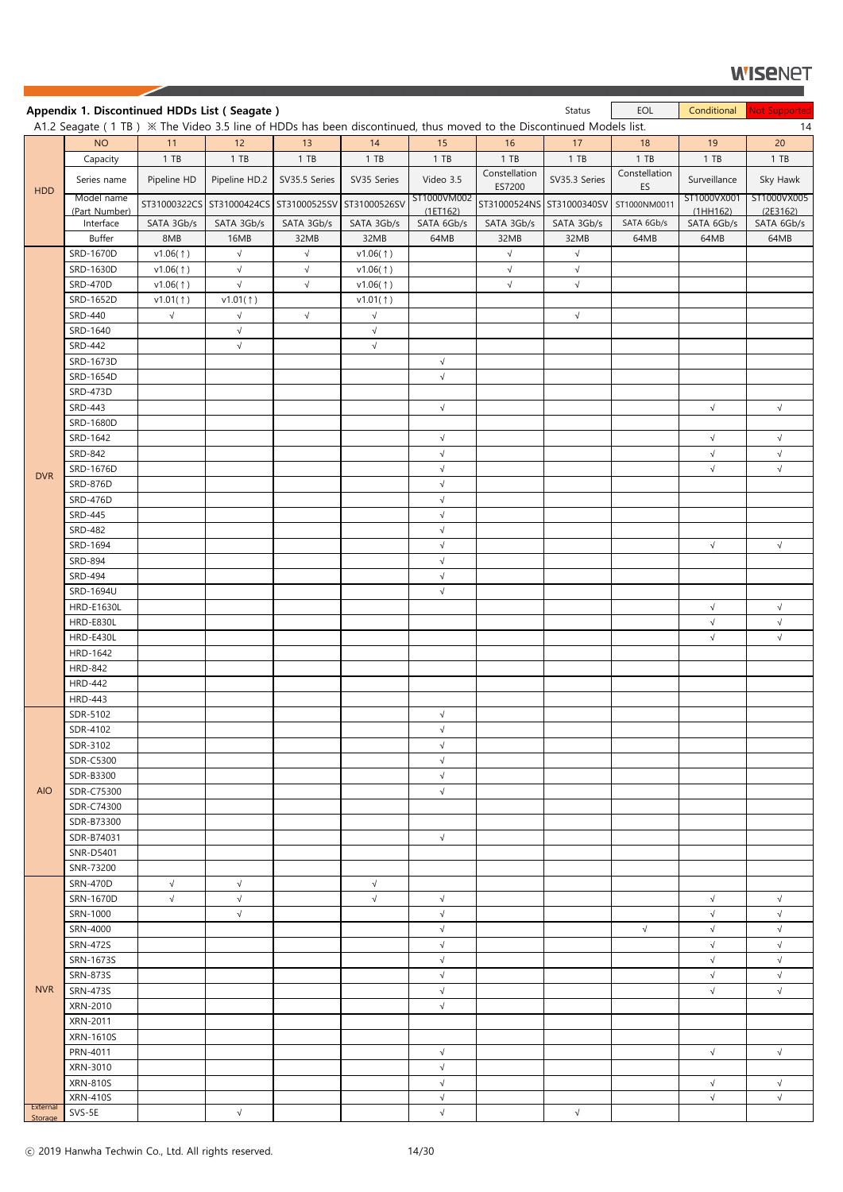## Appendix 1. Discontinued HDDs List ( Seagate )

Status: EOL | Conditional | Not Supported

A1.2 Seagate ( 1 TB ) ※ The Video 3.5 line of HDDs has been discontinued, thus moved to the Discontinued Models list.

| | NO | 11 | 12 | 13 | 14 | 15 | 16 | 17 | 18 | 19 | 20 |
|---|---|---|---|---|---|---|---|---|---|---|---|
| HDD | Capacity | 1 TB | 1 TB | 1 TB | 1 TB | 1 TB | 1 TB | 1 TB | 1 TB | 1 TB | 1 TB |
| | Series name | Pipeline HD | Pipeline HD.2 | SV35.5 Series | SV35 Series | Video 3.5 | Constellation ES7200 | SV35.3 Series | Constellation ES | Surveillance | Sky Hawk |
| | Model name (Part Number) | ST31000322CS | ST31000424CS | ST31000525SV | ST31000526SV | ST1000VM002 (1ET162) | ST31000524NS | ST31000340SV | ST1000NM0011 | ST1000VX001 (1HH162) | ST1000VX005 (2E3162) |
| | Interface | SATA 3Gb/s | SATA 3Gb/s | SATA 3Gb/s | SATA 3Gb/s | SATA 6Gb/s | SATA 3Gb/s | SATA 3Gb/s | SATA 6Gb/s | SATA 6Gb/s | SATA 6Gb/s |
| | Buffer | 8MB | 16MB | 32MB | 32MB | 64MB | 32MB | 32MB | 64MB | 64MB | 64MB |
| DVR | SRD-1670D | v1.06(↑) | √ | √ | v1.06(↑) | | √ | √ | | | |
| | SRD-1630D | v1.06(↑) | √ | √ | v1.06(↑) | | √ | √ | | | |
| | SRD-470D | v1.06(↑) | √ | √ | v1.06(↑) | | √ | √ | | | |
| | SRD-1652D | v1.01(↑) | v1.01(↑) | | v1.01(↑) | | | | | | |
| | SRD-440 | √ | √ | √ | √ | | | √ | | | |
| | SRD-1640 | | √ | | √ | | | | | | |
| | SRD-442 | | √ | | √ | | | | | | |
| | SRD-1673D | | | | | √ | | | | | |
| | SRD-1654D | | | | | √ | | | | | |
| | SRD-473D | | | | | | | | | | |
| | SRD-443 | | | | | √ | | | | √ | √ |
| | SRD-1680D | | | | | | | | | | |
| | SRD-1642 | | | | | √ | | | | √ | √ |
| | SRD-842 | | | | | √ | | | | √ | √ |
| | SRD-1676D | | | | | √ | | | | √ | √ |
| | SRD-876D | | | | | √ | | | | | |
| | SRD-476D | | | | | √ | | | | | |
| | SRD-445 | | | | | √ | | | | | |
| | SRD-482 | | | | | √ | | | | | |
| | SRD-1694 | | | | | √ | | | | √ | √ |
| | SRD-894 | | | | | √ | | | | | |
| | SRD-494 | | | | | √ | | | | | |
| | SRD-1694U | | | | | √ | | | | | |
| | HRD-E1630L | | | | | | | | | √ | √ |
| | HRD-E830L | | | | | | | | | √ | √ |
| | HRD-E430L | | | | | | | | | √ | √ |
| | HRD-1642 | | | | | | | | | | |
| | HRD-842 | | | | | | | | | | |
| | HRD-442 | | | | | | | | | | |
| | HRD-443 | | | | | | | | | | |
| AIO | SDR-5102 | | | | | √ | | | | | |
| | SDR-4102 | | | | | √ | | | | | |
| | SDR-3102 | | | | | √ | | | | | |
| | SDR-C5300 | | | | | √ | | | | | |
| | SDR-B3300 | | | | | √ | | | | | |
| | SDR-C75300 | | | | | √ | | | | | |
| | SDR-C74300 | | | | | | | | | | |
| | SDR-B73300 | | | | | | | | | | |
| | SDR-B74031 | | | | | √ | | | | | |
| | SNR-D5401 | | | | | | | | | | |
| | SNR-73200 | | | | | | | | | | |
| NVR | SRN-470D | √ | √ | | √ | | | | | | |
| | SRN-1670D | √ | √ | | √ | √ | | | | √ | √ |
| | SRN-1000 | | √ | | | √ | | | | √ | √ |
| | SRN-4000 | | | | | √ | | | √ | √ | √ |
| | SRN-472S | | | | | √ | | | | √ | √ |
| | SRN-1673S | | | | | √ | | | | √ | √ |
| | SRN-873S | | | | | √ | | | | √ | √ |
| | SRN-473S | | | | | √ | | | | √ | √ |
| | XRN-2010 | | | | | √ | | | | | |
| | XRN-2011 | | | | | | | | | | |
| | XRN-1610S | | | | | | | | | | |
| | PRN-4011 | | | | | √ | | | | √ | √ |
| | XRN-3010 | | | | | √ | | | | | |
| | XRN-810S | | | | | √ | | | | √ | √ |
| | XRN-410S | | | | | √ | | | | √ | √ |
| External Storage | SVS-5E | | √ | | | √ | | √ | | | |

ⓒ 2019 Hanwha Techwin Co., Ltd. All rights reserved.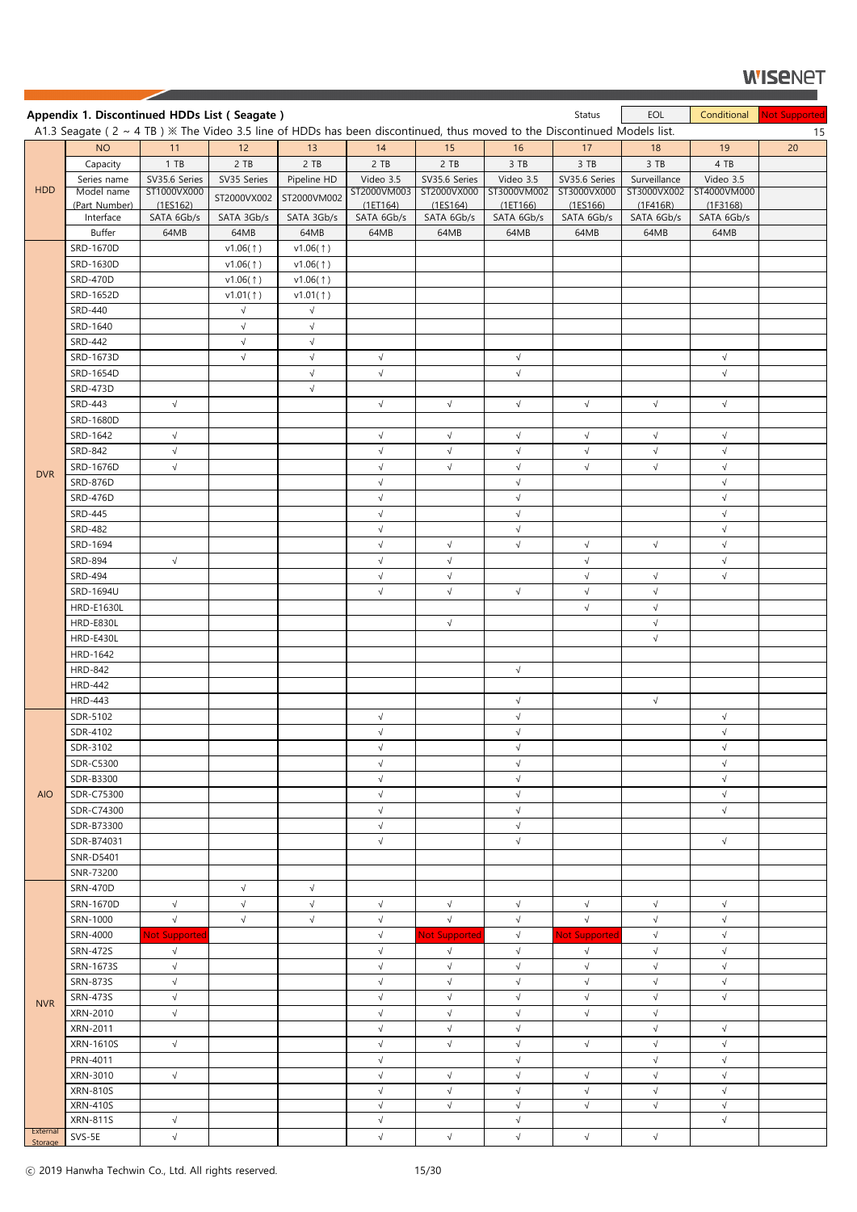## Appendix 1. Discontinued HDDs List ( Seagate )

Status: EOL | Conditional | Not Supported

A1.3 Seagate ( 2 ~ 4 TB ) ※ The Video 3.5 line of HDDs has been discontinued, thus moved to the Discontinued Models list.

| | NO | 11 | 12 | 13 | 14 | 15 | 16 | 17 | 18 | 19 | 20 |
|---|---|---|---|---|---|---|---|---|---|---|---|
| HDD | Capacity | 1 TB | 2 TB | 2 TB | 2 TB | 2 TB | 3 TB | 3 TB | 3 TB | 4 TB | |
| | Series name | SV35.6 Series | SV35 Series | Pipeline HD | Video 3.5 | SV35.6 Series | Video 3.5 | SV35.6 Series | Surveillance | Video 3.5 | |
| | Model name (Part Number) | ST1000VX000 (1ES162) | ST2000VX002 | ST2000VM002 | ST2000VM003 (1ET164) | ST2000VX000 (1ES164) | ST3000VM002 (1ET166) | ST3000VX000 (1ES166) | ST3000VX002 (1F416R) | ST4000VM000 (1F3168) | |
| | Interface | SATA 6Gb/s | SATA 3Gb/s | SATA 3Gb/s | SATA 6Gb/s | SATA 6Gb/s | SATA 6Gb/s | SATA 6Gb/s | SATA 6Gb/s | SATA 6Gb/s | |
| | Buffer | 64MB | 64MB | 64MB | 64MB | 64MB | 64MB | 64MB | 64MB | 64MB | |
| DVR | SRD-1670D | | v1.06(↑) | v1.06(↑) | | | | | | | |
| | SRD-1630D | | v1.06(↑) | v1.06(↑) | | | | | | | |
| | SRD-470D | | v1.06(↑) | v1.06(↑) | | | | | | | |
| | SRD-1652D | | v1.01(↑) | v1.01(↑) | | | | | | | |
| | SRD-440 | | √ | √ | | | | | | | |
| | SRD-1640 | | √ | √ | | | | | | | |
| | SRD-442 | | √ | √ | | | | | | | |
| | SRD-1673D | | √ | √ | √ | | √ | | | √ | |
| | SRD-1654D | | | √ | √ | | √ | | | √ | |
| | SRD-473D | | | √ | | | | | | | |
| | SRD-443 | √ | | | √ | √ | √ | √ | √ | √ | |
| | SRD-1680D | | | | | | | | | | |
| | SRD-1642 | √ | | | √ | √ | √ | √ | √ | √ | |
| | SRD-842 | √ | | | √ | √ | √ | √ | √ | √ | |
| | SRD-1676D | √ | | | √ | √ | √ | √ | √ | √ | |
| | SRD-876D | | | | √ | | √ | | | √ | |
| | SRD-476D | | | | √ | | √ | | | √ | |
| | SRD-445 | | | | √ | | √ | | | √ | |
| | SRD-482 | | | | √ | | √ | | | √ | |
| | SRD-1694 | | | | √ | √ | √ | √ | √ | √ | |
| | SRD-894 | √ | | | √ | √ | | √ | | √ | |
| | SRD-494 | | | | √ | √ | | √ | √ | √ | |
| | SRD-1694U | | | | √ | √ | √ | √ | √ | | |
| | HRD-E1630L | | | | | | | √ | √ | | |
| | HRD-E830L | | | | | √ | | | √ | | |
| | HRD-E430L | | | | | | | | √ | | |
| | HRD-1642 | | | | | | | | | | |
| | HRD-842 | | | | | | √ | | | | |
| | HRD-442 | | | | | | | | | | |
| | HRD-443 | | | | | | √ | | √ | | |
| AIO | SDR-5102 | | | | √ | | √ | | | √ | |
| | SDR-4102 | | | | √ | | √ | | | √ | |
| | SDR-3102 | | | | √ | | √ | | | √ | |
| | SDR-C5300 | | | | √ | | √ | | | √ | |
| | SDR-B3300 | | | | √ | | √ | | | √ | |
| | SDR-C75300 | | | | √ | | √ | | | √ | |
| | SDR-C74300 | | | | √ | | √ | | | √ | |
| | SDR-B73300 | | | | √ | | √ | | | | |
| | SDR-B74031 | | | | √ | | √ | | | √ | |
| | SNR-D5401 | | | | | | | | | | |
| | SNR-73200 | | | | | | | | | | |
| NVR | SRN-470D | | √ | √ | | | | | | | |
| | SRN-1670D | √ | √ | √ | √ | √ | √ | √ | √ | √ | |
| | SRN-1000 | √ | √ | √ | √ | √ | √ | √ | √ | √ | |
| | SRN-4000 | Not Supported | | | √ | Not Supported | √ | Not Supported | √ | √ | |
| | SRN-472S | √ | | | √ | √ | √ | √ | √ | √ | |
| | SRN-1673S | √ | | | √ | √ | √ | √ | √ | √ | |
| | SRN-873S | √ | | | √ | √ | √ | √ | √ | √ | |
| | SRN-473S | √ | | | √ | √ | √ | √ | √ | √ | |
| | XRN-2010 | √ | | | √ | √ | √ | √ | √ | | |
| | XRN-2011 | | | | √ | √ | √ | | √ | √ | |
| | XRN-1610S | √ | | | √ | √ | √ | √ | √ | √ | |
| | PRN-4011 | | | | √ | | √ | | √ | √ | |
| | XRN-3010 | √ | | | √ | √ | √ | √ | √ | √ | |
| | XRN-810S | | | | √ | √ | √ | √ | √ | √ | |
| | XRN-410S | | | | √ | √ | √ | √ | √ | √ | |
| | XRN-811S | √ | | | √ | | √ | | | √ | |
| External Storage | SVS-5E | √ | | | √ | √ | √ | √ | √ | | |

ⓒ 2019 Hanwha Techwin Co., Ltd. All rights reserved.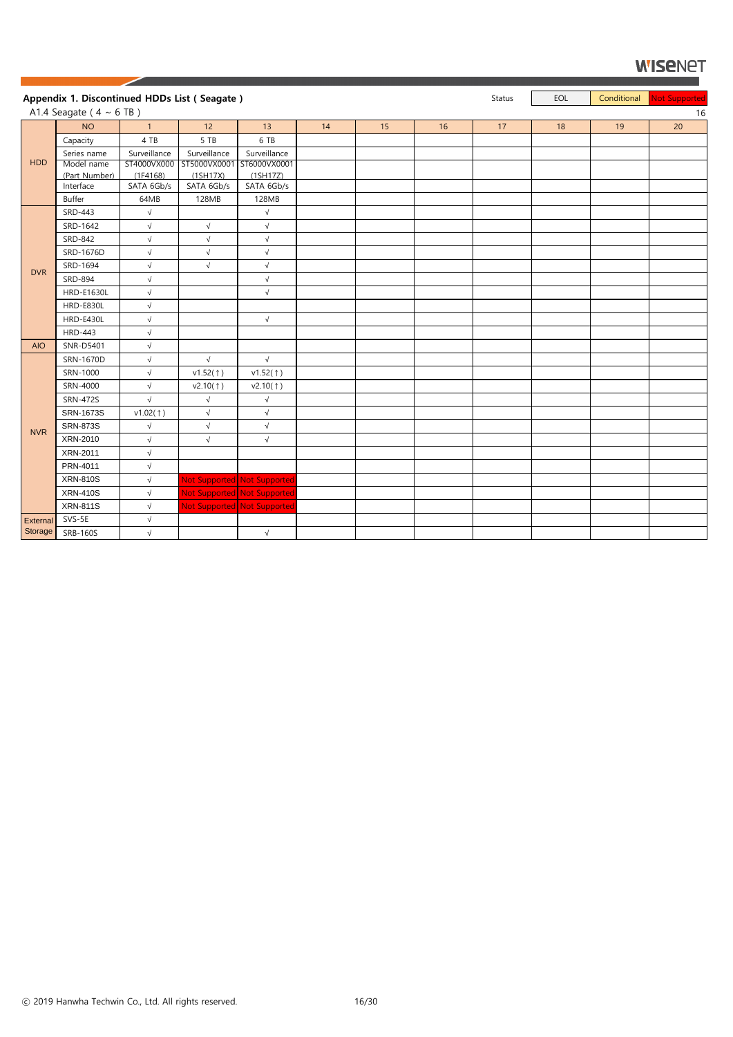**Appendix 1. Discontinued HDDs List ( Seagate )**

| Status | EOL | Conditional | Not Supported |
|---|---|---|---|

A1.4 Seagate ( 4 ~ 6 TB )

| | NO | 1 | 12 | 13 | 14 | 15 | 16 | 17 | 18 | 19 | 20 |
|---|---|---|---|---|---|---|---|---|---|---|---|
| HDD | Capacity | 4 TB | 5 TB | 6 TB | | | | | | | |
| | Series name | Surveillance | Surveillance | Surveillance | | | | | | | |
| | Model name (Part Number) | ST4000VX000 (1F4168) | ST5000VX0001 (1SH17X) | ST6000VX0001 (1SH17Z) | | | | | | | |
| | Interface | SATA 6Gb/s | SATA 6Gb/s | SATA 6Gb/s | | | | | | | |
| | Buffer | 64MB | 128MB | 128MB | | | | | | | |
| DVR | SRD-443 | √ | | √ | | | | | | | |
| | SRD-1642 | √ | √ | √ | | | | | | | |
| | SRD-842 | √ | √ | √ | | | | | | | |
| | SRD-1676D | √ | √ | √ | | | | | | | |
| | SRD-1694 | √ | √ | √ | | | | | | | |
| | SRD-894 | √ | | √ | | | | | | | |
| | HRD-E1630L | √ | | √ | | | | | | | |
| | HRD-E830L | √ | | | | | | | | | |
| | HRD-E430L | √ | | √ | | | | | | | |
| | HRD-443 | √ | | | | | | | | | |
| AIO | SNR-D5401 | √ | | | | | | | | | |
| NVR | SRN-1670D | √ | √ | √ | | | | | | | |
| | SRN-1000 | √ | v1.52(↑) | v1.52(↑) | | | | | | | |
| | SRN-4000 | √ | v2.10(↑) | v2.10(↑) | | | | | | | |
| | SRN-472S | √ | √ | √ | | | | | | | |
| | SRN-1673S | v1.02(↑) | √ | √ | | | | | | | |
| | SRN-873S | √ | √ | √ | | | | | | | |
| | XRN-2010 | √ | √ | √ | | | | | | | |
| | XRN-2011 | √ | | | | | | | | | |
| | PRN-4011 | √ | | | | | | | | | |
| | XRN-810S | √ | Not Supported | Not Supported | | | | | | | |
| | XRN-410S | √ | Not Supported | Not Supported | | | | | | | |
| | XRN-811S | √ | Not Supported | Not Supported | | | | | | | |
| External Storage | SVS-5E | √ | | | | | | | | | |
| | SRB-160S | √ | | √ | | | | | | | |

ⓒ 2019 Hanwha Techwin Co., Ltd. All rights reserved.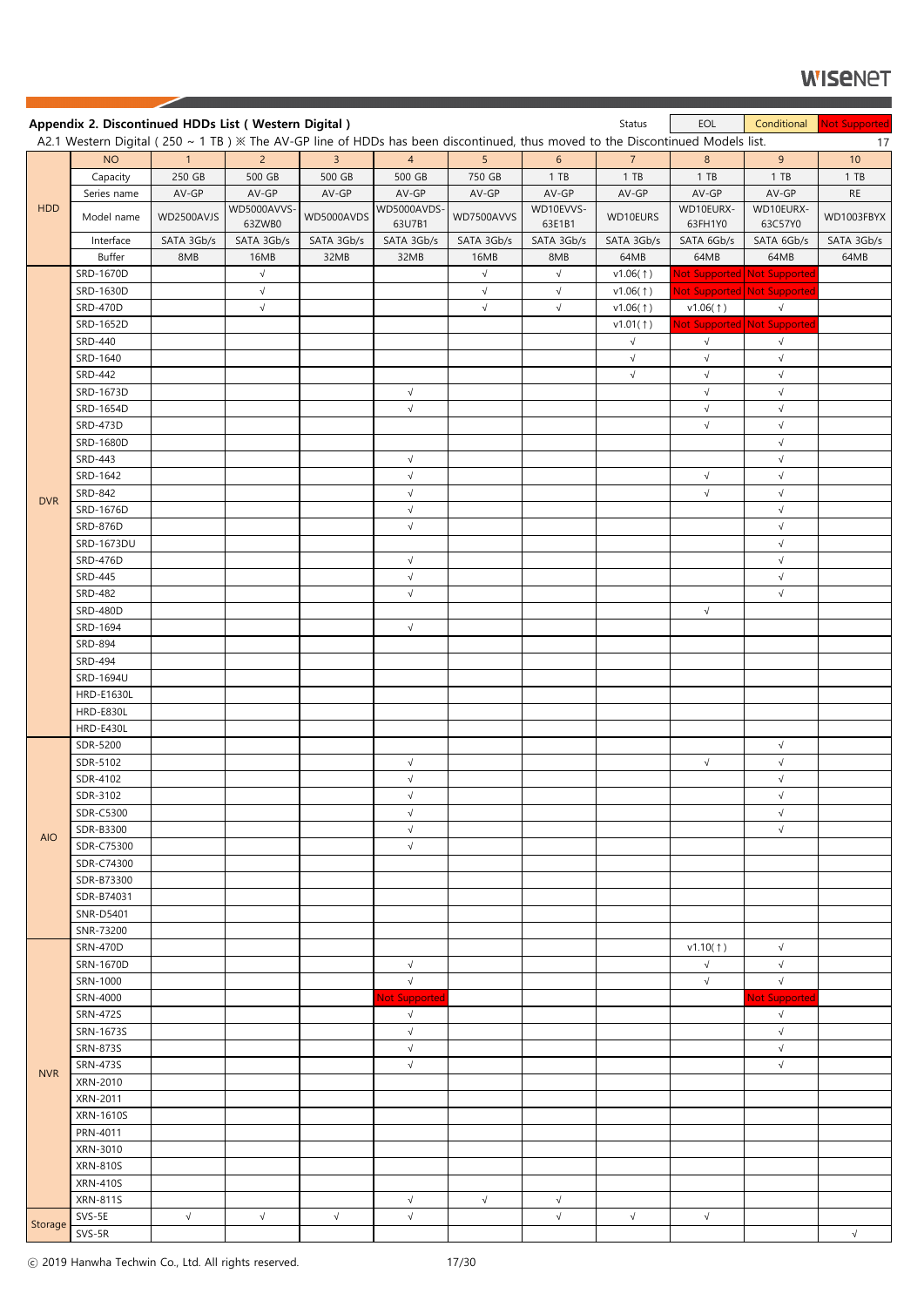## Appendix 2. Discontinued HDDs List ( Western Digital )

Status: EOL | Conditional | Not Supported

A2.1 Western Digital ( 250 ~ 1 TB ) ※ The AV-GP line of HDDs has been discontinued, thus moved to the Discontinued Models list.

| | NO | 1 | 2 | 3 | 4 | 5 | 6 | 7 | 8 | 9 | 10 |
|---|---|---|---|---|---|---|---|---|---|---|---|
| HDD | Capacity | 250 GB | 500 GB | 500 GB | 500 GB | 750 GB | 1 TB | 1 TB | 1 TB | 1 TB | 1 TB |
| | Series name | AV-GP | AV-GP | AV-GP | AV-GP | AV-GP | AV-GP | AV-GP | AV-GP | AV-GP | RE |
| | Model name | WD2500AVJS | WD5000AVVS-63ZWB0 | WD5000AVDS | WD5000AVDS-63U7B1 | WD7500AVVS | WD10EVVS-63E1B1 | WD10EURS | WD10EURX-63FH1Y0 | WD10EURX-63C57Y0 | WD1003FBYX |
| | Interface | SATA 3Gb/s | SATA 3Gb/s | SATA 3Gb/s | SATA 3Gb/s | SATA 3Gb/s | SATA 3Gb/s | SATA 3Gb/s | SATA 6Gb/s | SATA 6Gb/s | SATA 3Gb/s |
| | Buffer | 8MB | 16MB | 32MB | 32MB | 16MB | 8MB | 64MB | 64MB | 64MB | 64MB |
| DVR | SRD-1670D | | √ | | | √ | √ | v1.06(↑) | Not Supported | Not Supported | |
| | SRD-1630D | | √ | | | √ | √ | v1.06(↑) | Not Supported | Not Supported | |
| | SRD-470D | | √ | | | √ | √ | v1.06(↑) | v1.06(↑) | √ | |
| | SRD-1652D | | | | | | | v1.01(↑) | Not Supported | Not Supported | |
| | SRD-440 | | | | | | | √ | √ | √ | |
| | SRD-1640 | | | | | | | √ | √ | √ | |
| | SRD-442 | | | | | | | √ | √ | √ | |
| | SRD-1673D | | | | √ | | | | √ | √ | |
| | SRD-1654D | | | | √ | | | | √ | √ | |
| | SRD-473D | | | | | | | | √ | √ | |
| | SRD-1680D | | | | | | | | | √ | |
| | SRD-443 | | | | √ | | | | | √ | |
| | SRD-1642 | | | | √ | | | | √ | √ | |
| | SRD-842 | | | | √ | | | | √ | √ | |
| | SRD-1676D | | | | √ | | | | | √ | |
| | SRD-876D | | | | √ | | | | | √ | |
| | SRD-1673DU | | | | | | | | | √ | |
| | SRD-476D | | | | √ | | | | | √ | |
| | SRD-445 | | | | √ | | | | | √ | |
| | SRD-482 | | | | √ | | | | | √ | |
| | SRD-480D | | | | | | | | √ | | |
| | SRD-1694 | | | | √ | | | | | | |
| | SRD-894 | | | | | | | | | | |
| | SRD-494 | | | | | | | | | | |
| | SRD-1694U | | | | | | | | | | |
| | HRD-E1630L | | | | | | | | | | |
| | HRD-E830L | | | | | | | | | | |
| | HRD-E430L | | | | | | | | | | |
| AIO | SDR-5200 | | | | | | | | | √ | |
| | SDR-5102 | | | | √ | | | | √ | √ | |
| | SDR-4102 | | | | √ | | | | | √ | |
| | SDR-3102 | | | | √ | | | | | √ | |
| | SDR-C5300 | | | | √ | | | | | √ | |
| | SDR-B3300 | | | | √ | | | | | √ | |
| | SDR-C75300 | | | | √ | | | | | | |
| | SDR-C74300 | | | | | | | | | | |
| | SDR-B73300 | | | | | | | | | | |
| | SDR-B74031 | | | | | | | | | | |
| | SNR-D5401 | | | | | | | | | | |
| | SNR-73200 | | | | | | | | | | |
| NVR | SRN-470D | | | | | | | | v1.10(↑) | √ | |
| | SRN-1670D | | | | √ | | | | √ | √ | |
| | SRN-1000 | | | | √ | | | | √ | √ | |
| | SRN-4000 | | | | Not Supported | | | | | Not Supported | |
| | SRN-472S | | | | √ | | | | | √ | |
| | SRN-1673S | | | | √ | | | | | √ | |
| | SRN-873S | | | | √ | | | | | √ | |
| | SRN-473S | | | | √ | | | | | √ | |
| | XRN-2010 | | | | | | | | | | |
| | XRN-2011 | | | | | | | | | | |
| | XRN-1610S | | | | | | | | | | |
| | PRN-4011 | | | | | | | | | | |
| | XRN-3010 | | | | | | | | | | |
| | XRN-810S | | | | | | | | | | |
| | XRN-410S | | | | | | | | | | |
| | XRN-811S | | | | √ | √ | √ | | | | |
| Storage | SVS-5E | √ | √ | √ | √ | | √ | √ | √ | | |
| | SVS-5R | | | | | | | | | | √ |

ⓒ 2019 Hanwha Techwin Co., Ltd. All rights reserved.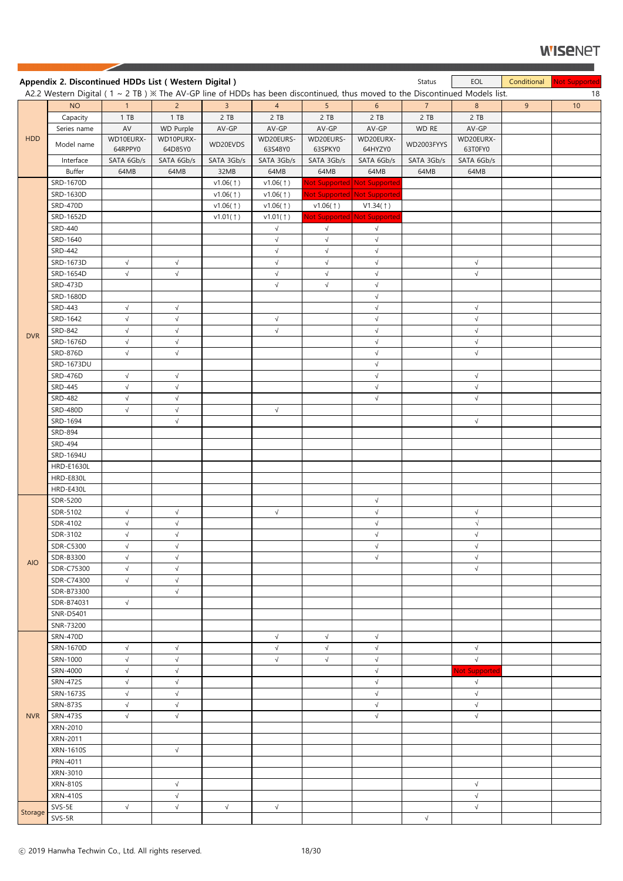**Appendix 2. Discontinued HDDs List ( Western Digital )**

Status: EOL | Conditional | Not Supported

A2.2 Western Digital ( 1 ~ 2 TB ) ※ The AV-GP line of HDDs has been discontinued, thus moved to the Discontinued Models list.

| | NO | 1 | 2 | 3 | 4 | 5 | 6 | 7 | 8 | 9 | 10 |
|---|---|---|---|---|---|---|---|---|---|---|---|
| HDD | Capacity | 1 TB | 1 TB | 2 TB | 2 TB | 2 TB | 2 TB | 2 TB | 2 TB | | |
| | Series name | AV | WD Purple | AV-GP | AV-GP | AV-GP | AV-GP | WD RE | AV-GP | | |
| | Model name | WD10EURX-64RPPY0 | WD10PURX-64D85Y0 | WD20EVDS | WD20EURS-63S48Y0 | WD20EURS-63SPKY0 | WD20EURX-64HYZY0 | WD2003FYYS | WD20EURX-63T0FY0 | | |
| | Interface | SATA 6Gb/s | SATA 6Gb/s | SATA 3Gb/s | SATA 3Gb/s | SATA 3Gb/s | SATA 6Gb/s | SATA 3Gb/s | SATA 6Gb/s | | |
| | Buffer | 64MB | 64MB | 32MB | 64MB | 64MB | 64MB | 64MB | 64MB | | |
| DVR | SRD-1670D | | | v1.06(↑) | v1.06(↑) | Not Supported | Not Supported | | | | |
| | SRD-1630D | | | v1.06(↑) | v1.06(↑) | Not Supported | Not Supported | | | | |
| | SRD-470D | | | v1.06(↑) | v1.06(↑) | v1.06(↑) | V1.34(↑) | | | | |
| | SRD-1652D | | | v1.01(↑) | v1.01(↑) | Not Supported | Not Supported | | | | |
| | SRD-440 | | | | √ | √ | √ | | | | |
| | SRD-1640 | | | | √ | √ | √ | | | | |
| | SRD-442 | | | | √ | √ | √ | | | | |
| | SRD-1673D | √ | √ | | √ | √ | √ | | √ | | |
| | SRD-1654D | √ | √ | | √ | √ | √ | | √ | | |
| | SRD-473D | | | | √ | √ | √ | | | | |
| | SRD-1680D | | | | | | √ | | | | |
| | SRD-443 | √ | √ | | | | √ | | √ | | |
| | SRD-1642 | √ | √ | | √ | | √ | | √ | | |
| | SRD-842 | √ | √ | | √ | | √ | | √ | | |
| | SRD-1676D | √ | √ | | | | √ | | √ | | |
| | SRD-876D | √ | √ | | | | √ | | √ | | |
| | SRD-1673DU | | | | | | √ | | | | |
| | SRD-476D | √ | √ | | | | √ | | √ | | |
| | SRD-445 | √ | √ | | | | √ | | √ | | |
| | SRD-482 | √ | √ | | | | √ | | √ | | |
| | SRD-480D | √ | √ | | √ | | | | | | |
| | SRD-1694 | | √ | | | | | | √ | | |
| | SRD-894 | | | | | | | | | | |
| | SRD-494 | | | | | | | | | | |
| | SRD-1694U | | | | | | | | | | |
| | HRD-E1630L | | | | | | | | | | |
| | HRD-E830L | | | | | | | | | | |
| | HRD-E430L | | | | | | | | | | |
| AIO | SDR-5200 | | | | | | √ | | | | |
| | SDR-5102 | √ | √ | | √ | | √ | | √ | | |
| | SDR-4102 | √ | √ | | | | √ | | √ | | |
| | SDR-3102 | √ | √ | | | | √ | | √ | | |
| | SDR-C5300 | √ | √ | | | | √ | | √ | | |
| | SDR-B3300 | √ | √ | | | | √ | | √ | | |
| | SDR-C75300 | √ | √ | | | | | | √ | | |
| | SDR-C74300 | √ | √ | | | | | | | | |
| | SDR-B73300 | | √ | | | | | | | | |
| | SDR-B74031 | √ | | | | | | | | | |
| | SNR-D5401 | | | | | | | | | | |
| | SNR-73200 | | | | | | | | | | |
| NVR | SRN-470D | | | | √ | √ | √ | | | | |
| | SRN-1670D | √ | √ | | √ | √ | √ | | √ | | |
| | SRN-1000 | √ | √ | | √ | √ | √ | | √ | | |
| | SRN-4000 | √ | √ | | | | √ | | Not Supported | | |
| | SRN-472S | √ | √ | | | | √ | | √ | | |
| | SRN-1673S | √ | √ | | | | √ | | √ | | |
| | SRN-873S | √ | √ | | | | √ | | √ | | |
| | SRN-473S | √ | √ | | | | √ | | √ | | |
| | XRN-2010 | | | | | | | | | | |
| | XRN-2011 | | | | | | | | | | |
| | XRN-1610S | | √ | | | | | | | | |
| | PRN-4011 | | | | | | | | | | |
| | XRN-3010 | | | | | | | | | | |
| | XRN-810S | | √ | | | | | | √ | | |
| | XRN-410S | | √ | | | | | | √ | | |
| Storage | SVS-5E | √ | √ | √ | √ | | | | √ | | |
| | SVS-5R | | | | | | | √ | | | |

ⓒ 2019 Hanwha Techwin Co., Ltd. All rights reserved.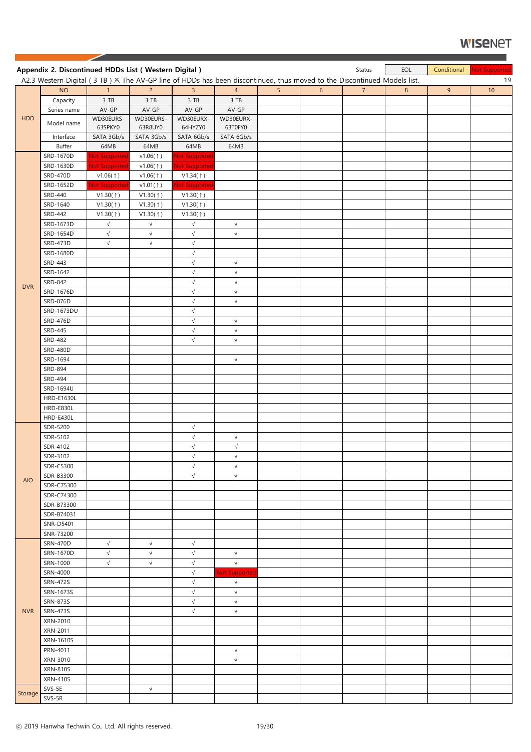**Appendix 2. Discontinued HDDs List ( Western Digital )**

Status: EOL | Conditional | Not Supported

A2.3 Western Digital ( 3 TB ) ※ The AV-GP line of HDDs has been discontinued, thus moved to the Discontinued Models list.

| | NO | 1 | 2 | 3 | 4 | 5 | 6 | 7 | 8 | 9 | 10 |
|---|---|---|---|---|---|---|---|---|---|---|---|
| HDD | Capacity | 3 TB | 3 TB | 3 TB | 3 TB | | | | | | |
| | Series name | AV-GP | AV-GP | AV-GP | AV-GP | | | | | | |
| | Model name | WD30EURS-63SPKY0 | WD30EURS-63R8UY0 | WD30EURX-64HYZY0 | WD30EURX-63T0FY0 | | | | | | |
| | Interface | SATA 3Gb/s | SATA 3Gb/s | SATA 6Gb/s | SATA 6Gb/s | | | | | | |
| | Buffer | 64MB | 64MB | 64MB | 64MB | | | | | | |
| DVR | SRD-1670D | Not Supported | v1.06(↑) | Not Supported | | | | | | | |
| | SRD-1630D | Not Supported | v1.06(↑) | Not Supported | | | | | | | |
| | SRD-470D | v1.06(↑) | v1.06(↑) | V1.34(↑) | | | | | | | |
| | SRD-1652D | Not Supported | v1.01(↑) | Not Supported | | | | | | | |
| | SRD-440 | V1.30(↑) | V1.30(↑) | V1.30(↑) | | | | | | | |
| | SRD-1640 | V1.30(↑) | V1.30(↑) | V1.30(↑) | | | | | | | |
| | SRD-442 | V1.30(↑) | V1.30(↑) | V1.30(↑) | | | | | | | |
| | SRD-1673D | √ | √ | √ | √ | | | | | | |
| | SRD-1654D | √ | √ | √ | √ | | | | | | |
| | SRD-473D | √ | √ | √ | | | | | | | |
| | SRD-1680D | | | √ | | | | | | | |
| | SRD-443 | | | √ | √ | | | | | | |
| | SRD-1642 | | | √ | √ | | | | | | |
| | SRD-842 | | | √ | √ | | | | | | |
| | SRD-1676D | | | √ | √ | | | | | | |
| | SRD-876D | | | √ | √ | | | | | | |
| | SRD-1673DU | | | √ | | | | | | | |
| | SRD-476D | | | √ | √ | | | | | | |
| | SRD-445 | | | √ | √ | | | | | | |
| | SRD-482 | | | √ | √ | | | | | | |
| | SRD-480D | | | | | | | | | | |
| | SRD-1694 | | | | √ | | | | | | |
| | SRD-894 | | | | | | | | | | |
| | SRD-494 | | | | | | | | | | |
| | SRD-1694U | | | | | | | | | | |
| | HRD-E1630L | | | | | | | | | | |
| | HRD-E830L | | | | | | | | | | |
| | HRD-E430L | | | | | | | | | | |
| AIO | SDR-5200 | | | √ | | | | | | | |
| | SDR-5102 | | | √ | √ | | | | | | |
| | SDR-4102 | | | √ | √ | | | | | | |
| | SDR-3102 | | | √ | √ | | | | | | |
| | SDR-C5300 | | | √ | √ | | | | | | |
| | SDR-B3300 | | | √ | √ | | | | | | |
| | SDR-C75300 | | | | | | | | | | |
| | SDR-C74300 | | | | | | | | | | |
| | SDR-B73300 | | | | | | | | | | |
| | SDR-B74031 | | | | | | | | | | |
| | SNR-D5401 | | | | | | | | | | |
| | SNR-73200 | | | | | | | | | | |
| NVR | SRN-470D | √ | √ | √ | | | | | | | |
| | SRN-1670D | √ | √ | √ | √ | | | | | | |
| | SRN-1000 | √ | √ | √ | √ | | | | | | |
| | SRN-4000 | | | √ | Not Supported | | | | | | |
| | SRN-472S | | | √ | √ | | | | | | |
| | SRN-1673S | | | √ | √ | | | | | | |
| | SRN-873S | | | √ | √ | | | | | | |
| | SRN-473S | | | √ | √ | | | | | | |
| | XRN-2010 | | | | | | | | | | |
| | XRN-2011 | | | | | | | | | | |
| | XRN-1610S | | | | | | | | | | |
| | PRN-4011 | | | | √ | | | | | | |
| | XRN-3010 | | | | √ | | | | | | |
| | XRN-810S | | | | | | | | | | |
| | XRN-410S | | | | | | | | | | |
| Storage | SVS-5E | | √ | | | | | | | | |
| | SVS-5R | | | | | | | | | | |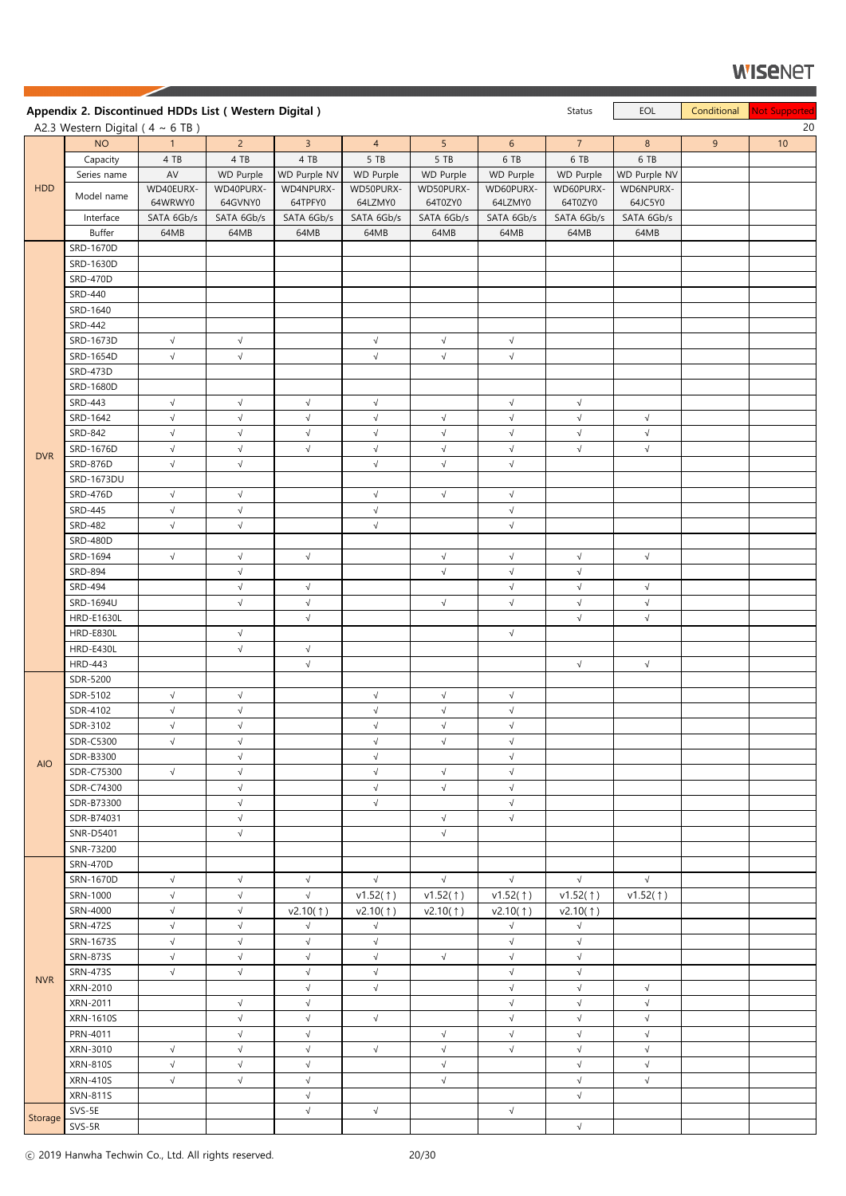## Appendix 2. Discontinued HDDs List ( Western Digital )

Status: EOL | Conditional | Not Supported

A2.3 Western Digital ( 4 ~ 6 TB )

20

| | NO | 1 | 2 | 3 | 4 | 5 | 6 | 7 | 8 | 9 | 10 |
|---|---|---|---|---|---|---|---|---|---|---|---|
| HDD | Capacity | 4 TB | 4 TB | 4 TB | 5 TB | 5 TB | 6 TB | 6 TB | 6 TB | | |
| | Series name | AV | WD Purple | WD Purple NV | WD Purple | WD Purple | WD Purple | WD Purple | WD Purple NV | | |
| | Model name | WD40EURX-64WRWY0 | WD40PURX-64GVNY0 | WD4NPURX-64TPFY0 | WD50PURX-64LZMY0 | WD50PURX-64T0ZY0 | WD60PURX-64LZMY0 | WD60PURX-64T0ZY0 | WD6NPURX-64JC5Y0 | | |
| | Interface | SATA 6Gb/s | SATA 6Gb/s | SATA 6Gb/s | SATA 6Gb/s | SATA 6Gb/s | SATA 6Gb/s | SATA 6Gb/s | SATA 6Gb/s | | |
| | Buffer | 64MB | 64MB | 64MB | 64MB | 64MB | 64MB | 64MB | 64MB | | |
| DVR | SRD-1670D | | | | | | | | | | |
| | SRD-1630D | | | | | | | | | | |
| | SRD-470D | | | | | | | | | | |
| | SRD-440 | | | | | | | | | | |
| | SRD-1640 | | | | | | | | | | |
| | SRD-442 | | | | | | | | | | |
| | SRD-1673D | √ | √ | | √ | √ | √ | | | | |
| | SRD-1654D | √ | √ | | √ | √ | √ | | | | |
| | SRD-473D | | | | | | | | | | |
| | SRD-1680D | | | | | | | | | | |
| | SRD-443 | √ | √ | √ | √ | | √ | √ | | | |
| | SRD-1642 | √ | √ | √ | √ | √ | √ | √ | √ | | |
| | SRD-842 | √ | √ | √ | √ | √ | √ | √ | √ | | |
| | SRD-1676D | √ | √ | √ | √ | √ | √ | √ | √ | | |
| | SRD-876D | √ | √ | | √ | √ | √ | | | | |
| | SRD-1673DU | | | | | | | | | | |
| | SRD-476D | √ | √ | | √ | √ | √ | | | | |
| | SRD-445 | √ | √ | | √ | | √ | | | | |
| | SRD-482 | √ | √ | | √ | | √ | | | | |
| | SRD-480D | | | | | | | | | | |
| | SRD-1694 | √ | √ | √ | | √ | √ | √ | √ | | |
| | SRD-894 | | √ | | | √ | √ | √ | | | |
| | SRD-494 | | √ | √ | | | √ | √ | √ | | |
| | SRD-1694U | | √ | √ | | √ | √ | √ | √ | | |
| | HRD-E1630L | | | √ | | | | √ | √ | | |
| | HRD-E830L | | √ | | | | √ | | | | |
| | HRD-E430L | | √ | √ | | | | | | | |
| | HRD-443 | | | √ | | | | √ | √ | | |
| AIO | SDR-5200 | | | | | | | | | | |
| | SDR-5102 | √ | √ | | √ | √ | √ | | | | |
| | SDR-4102 | √ | √ | | √ | √ | √ | | | | |
| | SDR-3102 | √ | √ | | √ | √ | √ | | | | |
| | SDR-C5300 | √ | √ | | √ | √ | √ | | | | |
| | SDR-B3300 | | √ | | √ | | √ | | | | |
| | SDR-C75300 | √ | √ | | √ | √ | √ | | | | |
| | SDR-C74300 | | √ | | √ | √ | √ | | | | |
| | SDR-B73300 | | √ | | √ | | √ | | | | |
| | SDR-B74031 | | √ | | | √ | √ | | | | |
| | SNR-D5401 | | √ | | | √ | | | | | |
| | SNR-73200 | | | | | | | | | | |
| NVR | SRN-470D | | | | | | | | | | |
| | SRN-1670D | √ | √ | √ | √ | √ | √ | √ | √ | | |
| | SRN-1000 | √ | √ | √ | v1.52(↑) | v1.52(↑) | v1.52(↑) | v1.52(↑) | v1.52(↑) | | |
| | SRN-4000 | √ | √ | v2.10(↑) | v2.10(↑) | v2.10(↑) | v2.10(↑) | v2.10(↑) | | | |
| | SRN-472S | √ | √ | √ | √ | | √ | √ | | | |
| | SRN-1673S | √ | √ | √ | √ | | √ | √ | | | |
| | SRN-873S | √ | √ | √ | √ | √ | √ | √ | | | |
| | SRN-473S | √ | √ | √ | √ | | √ | √ | | | |
| | XRN-2010 | | | √ | √ | | √ | √ | √ | | |
| | XRN-2011 | | √ | √ | | | √ | √ | √ | | |
| | XRN-1610S | | √ | √ | √ | | √ | √ | √ | | |
| | PRN-4011 | | √ | √ | | √ | √ | √ | √ | | |
| | XRN-3010 | √ | √ | √ | √ | √ | √ | √ | √ | | |
| | XRN-810S | √ | √ | √ | | √ | | √ | √ | | |
| | XRN-410S | √ | √ | √ | | √ | | √ | √ | | |
| | XRN-811S | | | √ | | | | √ | | | |
| Storage | SVS-5E | | | √ | √ | | √ | | | | |
| | SVS-5R | | | | | | | √ | | | |

ⓒ 2019 Hanwha Techwin Co., Ltd. All rights reserved.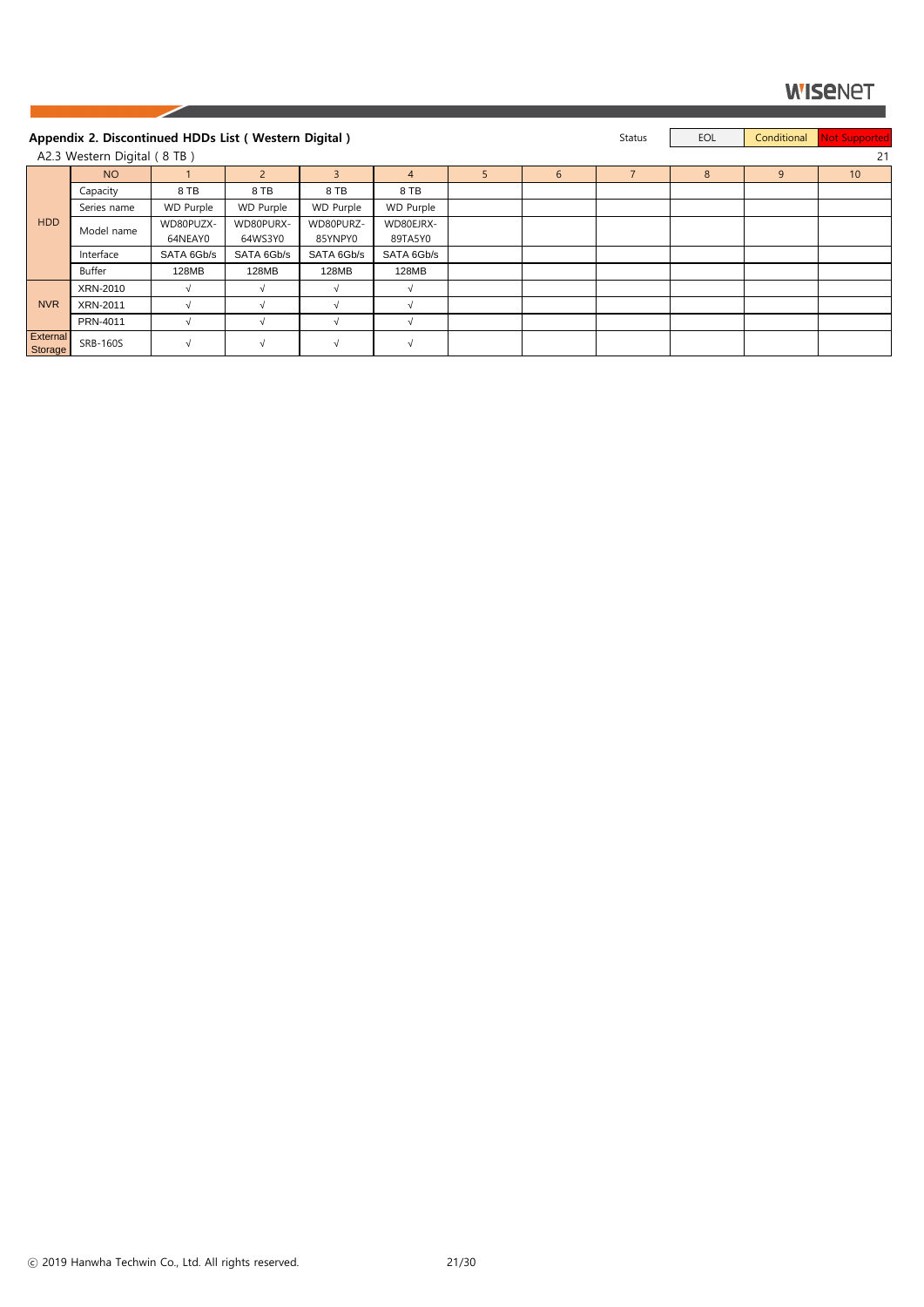## Appendix 2. Discontinued HDDs List ( Western Digital )

| Status | EOL | Conditional | Not Supported |
|---|---|---|---|

A2.3 Western Digital ( 8 TB )

| | NO | 1 | 2 | 3 | 4 | 5 | 6 | 7 | 8 | 9 | 10 |
|---|---|---|---|---|---|---|---|---|---|---|---|
| HDD | Capacity | 8 TB | 8 TB | 8 TB | 8 TB | | | | | | |
| | Series name | WD Purple | WD Purple | WD Purple | WD Purple | | | | | | |
| | Model name | WD80PUZX-64NEAY0 | WD80PURX-64WS3Y0 | WD80PURZ-85YNPY0 | WD80EJRX-89TA5Y0 | | | | | | |
| | Interface | SATA 6Gb/s | SATA 6Gb/s | SATA 6Gb/s | SATA 6Gb/s | | | | | | |
| | Buffer | 128MB | 128MB | 128MB | 128MB | | | | | | |
| NVR | XRN-2010 | √ | √ | √ | √ | | | | | | |
| | XRN-2011 | √ | √ | √ | √ | | | | | | |
| | PRN-4011 | √ | √ | √ | √ | | | | | | |
| External Storage | SRB-160S | √ | √ | √ | √ | | | | | | |

ⓒ 2019 Hanwha Techwin Co., Ltd. All rights reserved.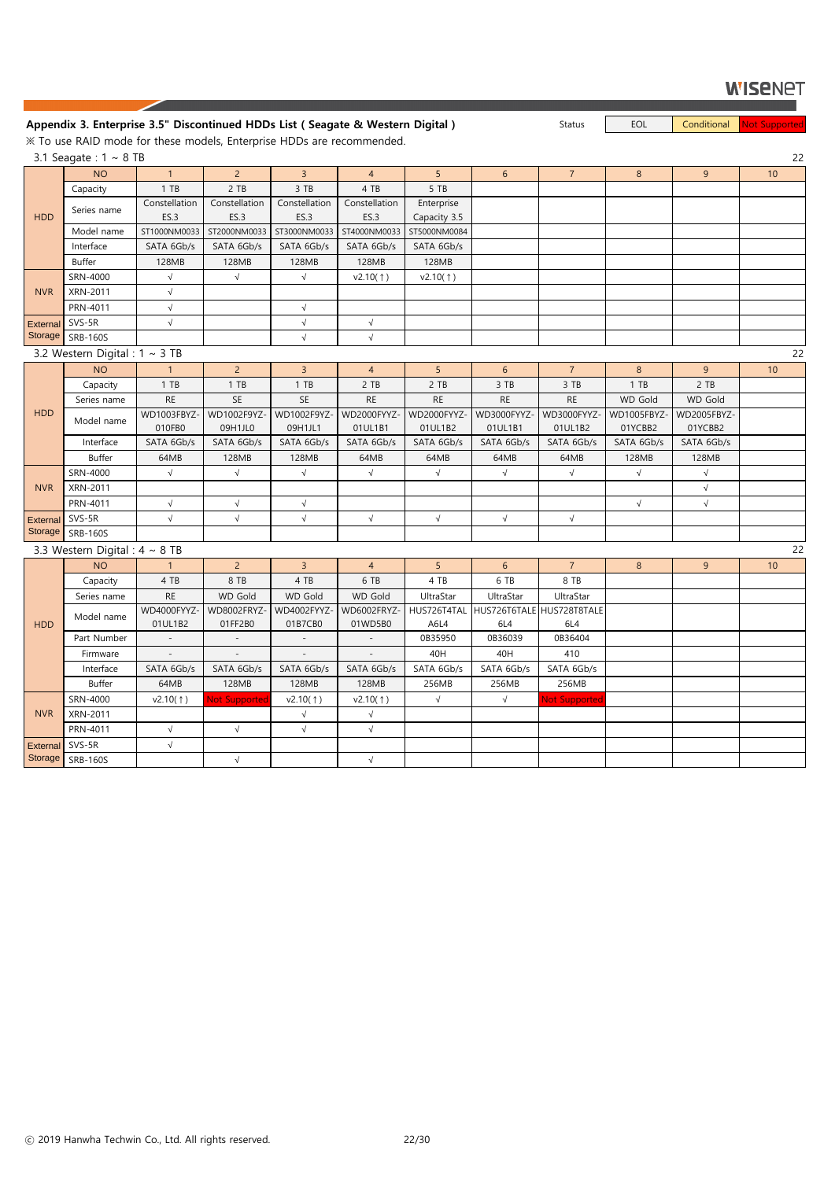## Appendix 3. Enterprise 3.5" Discontinued HDDs List ( Seagate & Western Digital )

| Status | EOL | Conditional | Not Supported |
|---|---|---|---|

※ To use RAID mode for these models, Enterprise HDDs are recommended.

### 3.1 Seagate : 1 ~ 8 TB

| | NO | 1 | 2 | 3 | 4 | 5 | 6 | 7 | 8 | 9 | 10 |
|---|---|---|---|---|---|---|---|---|---|---|---|
| HDD | Capacity | 1 TB | 2 TB | 3 TB | 4 TB | 5 TB | | | | | |
| | Series name | Constellation ES.3 | Constellation ES.3 | Constellation ES.3 | Constellation ES.3 | Enterprise Capacity 3.5 | | | | | |
| | Model name | ST1000NM0033 | ST2000NM0033 | ST3000NM0033 | ST4000NM0033 | ST5000NM0084 | | | | | |
| | Interface | SATA 6Gb/s | SATA 6Gb/s | SATA 6Gb/s | SATA 6Gb/s | SATA 6Gb/s | | | | | |
| | Buffer | 128MB | 128MB | 128MB | 128MB | 128MB | | | | | |
| NVR | SRN-4000 | √ | √ | √ | v2.10(↑) | v2.10(↑) | | | | | |
| | XRN-2011 | √ | | | | | | | | | |
| | PRN-4011 | √ | | √ | | | | | | | |
| External Storage | SVS-5R | √ | | √ | √ | | | | | | |
| | SRB-160S | | | √ | √ | | | | | | |

### 3.2 Western Digital : 1 ~ 3 TB

| | NO | 1 | 2 | 3 | 4 | 5 | 6 | 7 | 8 | 9 | 10 |
|---|---|---|---|---|---|---|---|---|---|---|---|
| HDD | Capacity | 1 TB | 1 TB | 1 TB | 2 TB | 2 TB | 3 TB | 3 TB | 1 TB | 2 TB | |
| | Series name | RE | SE | SE | RE | RE | RE | RE | WD Gold | WD Gold | |
| | Model name | WD1003FBYZ-010FB0 | WD1002F9YZ-09H1JL0 | WD1002F9YZ-09H1JL1 | WD2000FYYZ-01UL1B1 | WD2000FYYZ-01UL1B2 | WD3000FYYZ-01UL1B1 | WD3000FYYZ-01UL1B2 | WD1005FBYZ-01YCBB2 | WD2005FBYZ-01YCBB2 | |
| | Interface | SATA 6Gb/s | SATA 6Gb/s | SATA 6Gb/s | SATA 6Gb/s | SATA 6Gb/s | SATA 6Gb/s | SATA 6Gb/s | SATA 6Gb/s | SATA 6Gb/s | |
| | Buffer | 64MB | 128MB | 128MB | 64MB | 64MB | 64MB | 64MB | 128MB | 128MB | |
| NVR | SRN-4000 | √ | √ | √ | √ | √ | √ | √ | √ | √ | |
| | XRN-2011 | | | | | | | | | √ | |
| | PRN-4011 | √ | √ | √ | | | | | √ | √ | |
| External Storage | SVS-5R | √ | √ | √ | √ | √ | √ | √ | | | |
| | SRB-160S | | | | | | | | | | |

### 3.3 Western Digital : 4 ~ 8 TB

| | NO | 1 | 2 | 3 | 4 | 5 | 6 | 7 | 8 | 9 | 10 |
|---|---|---|---|---|---|---|---|---|---|---|---|
| HDD | Capacity | 4 TB | 8 TB | 4 TB | 6 TB | 4 TB | 6 TB | 8 TB | | | |
| | Series name | RE | WD Gold | WD Gold | WD Gold | UltraStar | UltraStar | UltraStar | | | |
| | Model name | WD4000FYYZ-01UL1B2 | WD8002FRYZ-01FF2B0 | WD4002FYYZ-01B7CB0 | WD6002FRYZ-01WD5B0 | HUS726T4TALA6L4 | HUS726T6TALE6L4 | HUS728T8TALE6L4 | | | |
| | Part Number | - | - | - | - | 0B35950 | 0B36039 | 0B36404 | | | |
| | Firmware | - | - | - | - | 40H | 40H | 410 | | | |
| | Interface | SATA 6Gb/s | SATA 6Gb/s | SATA 6Gb/s | SATA 6Gb/s | SATA 6Gb/s | SATA 6Gb/s | SATA 6Gb/s | | | |
| | Buffer | 64MB | 128MB | 128MB | 128MB | 256MB | 256MB | 256MB | | | |
| NVR | SRN-4000 | v2.10(↑) | Not Supported | v2.10(↑) | v2.10(↑) | √ | √ | Not Supported | | | |
| | XRN-2011 | | | √ | √ | | | | | | |
| | PRN-4011 | √ | √ | √ | √ | | | | | | |
| External Storage | SVS-5R | √ | | | | | | | | | |
| | SRB-160S | | √ | | √ | | | | | | |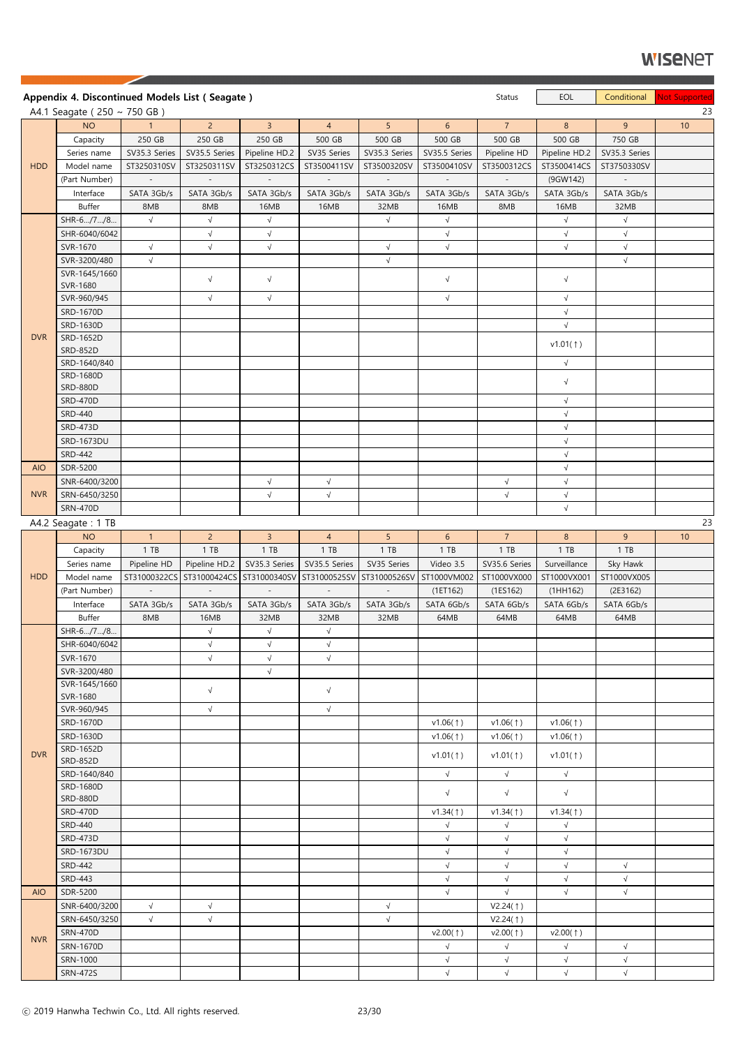## Appendix 4. Discontinued Models List ( Seagate )

Status: EOL | Conditional | Not Supported

### A4.1 Seagate ( 250 ~ 750 GB )

| | NO | 1 | 2 | 3 | 4 | 5 | 6 | 7 | 8 | 9 | 10 |
|---|---|---|---|---|---|---|---|---|---|---|---|
| HDD | Capacity | 250 GB | 250 GB | 250 GB | 500 GB | 500 GB | 500 GB | 500 GB | 500 GB | 750 GB | |
| | Series name | SV35.3 Series | SV35.5 Series | Pipeline HD.2 | SV35 Series | SV35.3 Series | SV35.5 Series | Pipeline HD | Pipeline HD.2 | SV35.3 Series | |
| | Model name | ST3250310SV | ST3250311SV | ST3250312CS | ST3500411SV | ST3500320SV | ST3500410SV | ST3500312CS | ST3500414CS | ST3750330SV | |
| | (Part Number) | - | - | - | - | - | - | - | (9GW142) | - | |
| | Interface | SATA 3Gb/s | SATA 3Gb/s | SATA 3Gb/s | SATA 3Gb/s | SATA 3Gb/s | SATA 3Gb/s | SATA 3Gb/s | SATA 3Gb/s | SATA 3Gb/s | |
| | Buffer | 8MB | 8MB | 16MB | 16MB | 32MB | 16MB | 8MB | 16MB | 32MB | |
| DVR | SHR-6.../7.../8... | √ | √ | √ | | √ | √ | | √ | √ | |
| | SHR-6040/6042 | | √ | √ | | | √ | | √ | √ | |
| | SVR-1670 | √ | √ | √ | | √ | √ | | √ | √ | |
| | SVR-3200/480 | √ | | | | √ | | | | √ | |
| | SVR-1645/1660 SVR-1680 | | √ | √ | | | √ | | √ | | |
| | SVR-960/945 | | √ | √ | | | √ | | √ | | |
| | SRD-1670D | | | | | | | | √ | | |
| | SRD-1630D | | | | | | | | √ | | |
| | SRD-1652D SRD-852D | | | | | | | | v1.01(↑) | | |
| | SRD-1640/840 | | | | | | | | √ | | |
| | SRD-1680D SRD-880D | | | | | | | | √ | | |
| | SRD-470D | | | | | | | | √ | | |
| | SRD-440 | | | | | | | | √ | | |
| | SRD-473D | | | | | | | | √ | | |
| | SRD-1673DU | | | | | | | | √ | | |
| | SRD-442 | | | | | | | | √ | | |
| AIO | SDR-5200 | | | | | | | | √ | | |
| NVR | SNR-6400/3200 | | | √ | √ | | | √ | √ | | |
| | SRN-6450/3250 | | | √ | √ | | | √ | √ | | |
| | SRN-470D | | | | | | | | √ | | |

### A4.2 Seagate : 1 TB

| | NO | 1 | 2 | 3 | 4 | 5 | 6 | 7 | 8 | 9 | 10 |
|---|---|---|---|---|---|---|---|---|---|---|---|
| HDD | Capacity | 1 TB | 1 TB | 1 TB | 1 TB | 1 TB | 1 TB | 1 TB | 1 TB | 1 TB | |
| | Series name | Pipeline HD | Pipeline HD.2 | SV35.3 Series | SV35.5 Series | SV35 Series | Video 3.5 | SV35.6 Series | Surveillance | Sky Hawk | |
| | Model name | ST31000322CS | ST31000424CS | ST31000340SV | ST31000525SV | ST31000526SV | ST1000VM002 | ST1000VX000 | ST1000VX001 | ST1000VX005 | |
| | (Part Number) | - | - | - | - | - | (1ET162) | (1ES162) | (1HH162) | (2E3162) | |
| | Interface | SATA 3Gb/s | SATA 3Gb/s | SATA 3Gb/s | SATA 3Gb/s | SATA 3Gb/s | SATA 6Gb/s | SATA 6Gb/s | SATA 6Gb/s | SATA 6Gb/s | |
| | Buffer | 8MB | 16MB | 32MB | 32MB | 32MB | 64MB | 64MB | 64MB | 64MB | |
| DVR | SHR-6.../7.../8... | | √ | √ | √ | | | | | | |
| | SHR-6040/6042 | | √ | √ | √ | | | | | | |
| | SVR-1670 | | √ | √ | √ | | | | | | |
| | SVR-3200/480 | | | √ | | | | | | | |
| | SVR-1645/1660 SVR-1680 | | √ | | √ | | | | | | |
| | SVR-960/945 | | √ | | √ | | | | | | |
| | SRD-1670D | | | | | | v1.06(↑) | v1.06(↑) | v1.06(↑) | | |
| | SRD-1630D | | | | | | v1.06(↑) | v1.06(↑) | v1.06(↑) | | |
| | SRD-1652D SRD-852D | | | | | | v1.01(↑) | v1.01(↑) | v1.01(↑) | | |
| | SRD-1640/840 | | | | | | √ | √ | √ | | |
| | SRD-1680D SRD-880D | | | | | | √ | √ | √ | | |
| | SRD-470D | | | | | | v1.34(↑) | v1.34(↑) | v1.34(↑) | | |
| | SRD-440 | | | | | | √ | √ | √ | | |
| | SRD-473D | | | | | | √ | √ | √ | | |
| | SRD-1673DU | | | | | | √ | √ | √ | | |
| | SRD-442 | | | | | | √ | √ | √ | √ | |
| | SRD-443 | | | | | | √ | √ | √ | √ | |
| AIO | SDR-5200 | | | | | | √ | √ | √ | √ | |
| NVR | SNR-6400/3200 | √ | √ | | | √ | | V2.24(↑) | | | |
| | SRN-6450/3250 | √ | √ | | | √ | | V2.24(↑) | | | |
| | SRN-470D | | | | | | v2.00(↑) | v2.00(↑) | v2.00(↑) | | |
| | SRN-1670D | | | | | | √ | √ | √ | √ | |
| | SRN-1000 | | | | | | √ | √ | √ | √ | |
| | SRN-472S | | | | | | √ | √ | √ | √ | |

ⓒ 2019 Hanwha Techwin Co., Ltd. All rights reserved.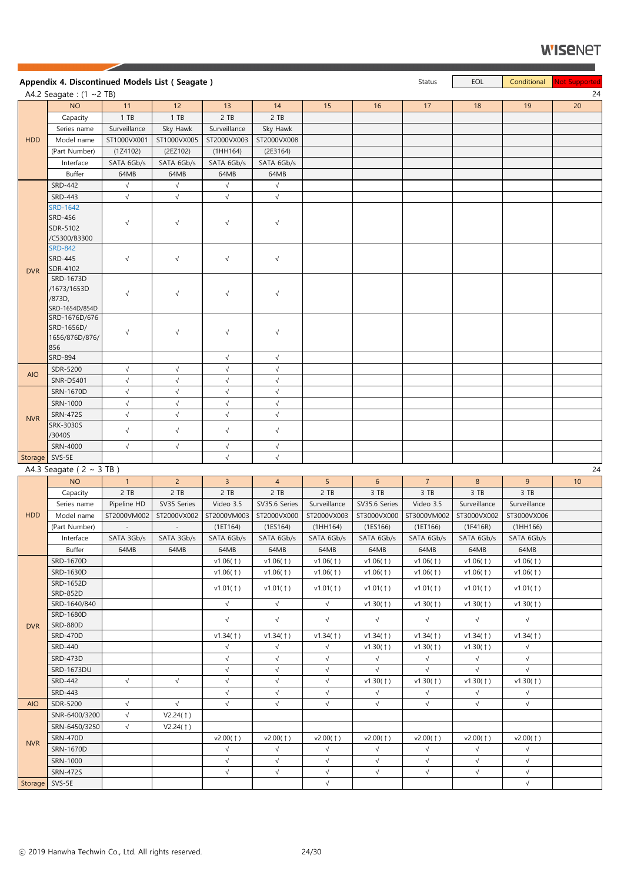## Appendix 4. Discontinued Models List ( Seagate )

Status: EOL | Conditional | Not Supported

A4.2 Seagate : (1 ~2 TB)

24

| | NO | 11 | 12 | 13 | 14 | 15 | 16 | 17 | 18 | 19 | 20 |
|---|---|---|---|---|---|---|---|---|---|---|---|
| HDD | Capacity | 1 TB | 1 TB | 2 TB | 2 TB | | | | | | |
| | Series name | Surveillance | Sky Hawk | Surveillance | Sky Hawk | | | | | | |
| | Model name | ST1000VX001 | ST1000VX005 | ST2000VX003 | ST2000VX008 | | | | | | |
| | (Part Number) | (1Z4102) | (2EZ102) | (1HH164) | (2E3164) | | | | | | |
| | Interface | SATA 6Gb/s | SATA 6Gb/s | SATA 6Gb/s | SATA 6Gb/s | | | | | | |
| | Buffer | 64MB | 64MB | 64MB | 64MB | | | | | | |
| DVR | SRD-442 | √ | √ | √ | √ | | | | | | |
| | SRD-443 | √ | √ | √ | √ | | | | | | |
| | SRD-1642 SRD-456 SDR-5102 /C5300/B3300 | √ | √ | √ | √ | | | | | | |
| | SRD-842 SRD-445 SDR-4102 | √ | √ | √ | √ | | | | | | |
| | SRD-1673D /1673/1653D /873D, SRD-1654D/854D | √ | √ | √ | √ | | | | | | |
| | SRD-1676D/676 SRD-1656D/ 1656/876D/876/ 856 | √ | √ | √ | √ | | | | | | |
| | SRD-894 | | | √ | √ | | | | | | |
| AIO | SDR-5200 | √ | √ | √ | √ | | | | | | |
| | SNR-D5401 | √ | √ | √ | √ | | | | | | |
| NVR | SRN-1670D | √ | √ | √ | √ | | | | | | |
| | SRN-1000 | √ | √ | √ | √ | | | | | | |
| | SRN-472S | √ | √ | √ | √ | | | | | | |
| | SRK-3030S /3040S | √ | √ | √ | √ | | | | | | |
| | SRN-4000 | √ | √ | √ | √ | | | | | | |
| Storage | SVS-5E | | | √ | √ | | | | | | |

A4.3 Seagate ( 2 ~ 3 TB )

24

| | NO | 1 | 2 | 3 | 4 | 5 | 6 | 7 | 8 | 9 | 10 |
|---|---|---|---|---|---|---|---|---|---|---|---|
| HDD | Capacity | 2 TB | 2 TB | 2 TB | 2 TB | 2 TB | 3 TB | 3 TB | 3 TB | 3 TB | |
| | Series name | Pipeline HD | SV35 Series | Video 3.5 | SV35.6 Series | Surveillance | SV35.6 Series | Video 3.5 | Surveillance | Surveillance | |
| | Model name | ST2000VM002 | ST2000VX002 | ST2000VM003 | ST2000VX000 | ST2000VX003 | ST3000VX000 | ST3000VM002 | ST3000VX002 | ST3000VX006 | |
| | (Part Number) | - | - | (1ET164) | (1ES164) | (1HH164) | (1ES166) | (1ET166) | (1F416R) | (1HH166) | |
| | Interface | SATA 3Gb/s | SATA 3Gb/s | SATA 6Gb/s | SATA 6Gb/s | SATA 6Gb/s | SATA 6Gb/s | SATA 6Gb/s | SATA 6Gb/s | SATA 6Gb/s | |
| | Buffer | 64MB | 64MB | 64MB | 64MB | 64MB | 64MB | 64MB | 64MB | 64MB | |
| DVR | SRD-1670D | | | v1.06(↑) | v1.06(↑) | v1.06(↑) | v1.06(↑) | v1.06(↑) | v1.06(↑) | v1.06(↑) | |
| | SRD-1630D | | | v1.06(↑) | v1.06(↑) | v1.06(↑) | v1.06(↑) | v1.06(↑) | v1.06(↑) | v1.06(↑) | |
| | SRD-1652D SRD-852D | | | v1.01(↑) | v1.01(↑) | v1.01(↑) | v1.01(↑) | v1.01(↑) | v1.01(↑) | v1.01(↑) | |
| | SRD-1640/840 | | | √ | √ | √ | v1.30(↑) | v1.30(↑) | v1.30(↑) | v1.30(↑) | |
| | SRD-1680D SRD-880D | | | √ | √ | √ | √ | √ | √ | √ | |
| | SRD-470D | | | v1.34(↑) | v1.34(↑) | v1.34(↑) | v1.34(↑) | v1.34(↑) | v1.34(↑) | v1.34(↑) | |
| | SRD-440 | | | √ | √ | √ | v1.30(↑) | v1.30(↑) | v1.30(↑) | √ | |
| | SRD-473D | | | √ | √ | √ | √ | √ | √ | √ | |
| | SRD-1673DU | | | √ | √ | √ | √ | √ | √ | √ | |
| | SRD-442 | √ | √ | √ | √ | √ | v1.30(↑) | v1.30(↑) | v1.30(↑) | v1.30(↑) | |
| | SRD-443 | | | √ | √ | √ | √ | √ | √ | √ | |
| AIO | SDR-5200 | √ | √ | √ | √ | √ | √ | √ | √ | √ | |
| NVR | SNR-6400/3200 | √ | V2.24(↑) | | | | | | | | |
| | SRN-6450/3250 | √ | V2.24(↑) | | | | | | | | |
| | SRN-470D | | | v2.00(↑) | v2.00(↑) | v2.00(↑) | v2.00(↑) | v2.00(↑) | v2.00(↑) | v2.00(↑) | |
| | SRN-1670D | | | √ | √ | √ | √ | √ | √ | √ | |
| | SRN-1000 | | | √ | √ | √ | √ | √ | √ | √ | |
| | SRN-472S | | | √ | √ | √ | √ | √ | √ | √ | |
| Storage | SVS-5E | | | | | √ | | | | √ | |

ⓒ 2019 Hanwha Techwin Co., Ltd. All rights reserved.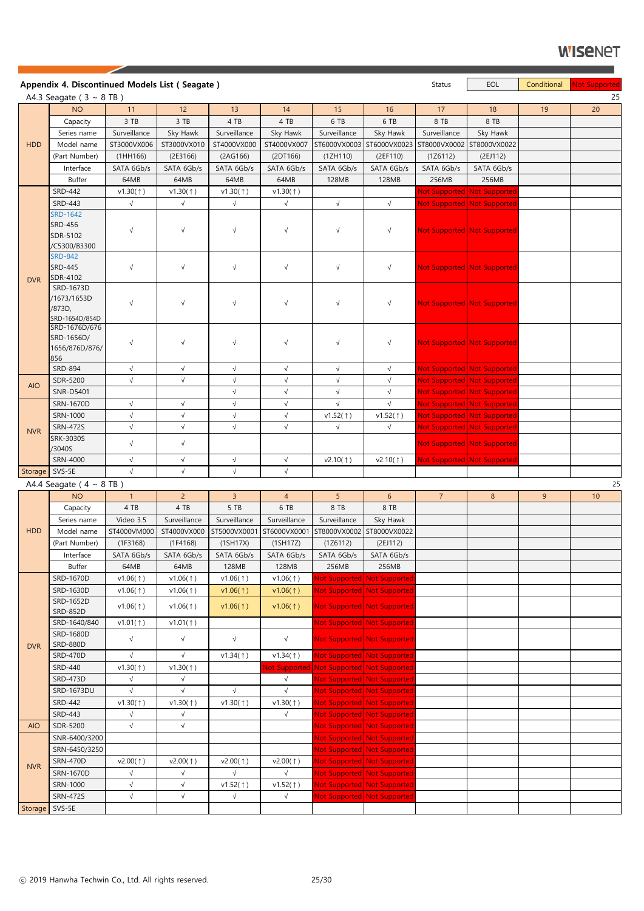## Appendix 4. Discontinued Models List ( Seagate )

| Status | EOL | Conditional | Not Supported |
|---|---|---|---|

A4.3 Seagate ( 3 ~ 8 TB )

| | NO | 11 | 12 | 13 | 14 | 15 | 16 | 17 | 18 | 19 | 20 |
|---|---|---|---|---|---|---|---|---|---|---|---|
| HDD | Capacity | 3 TB | 3 TB | 4 TB | 4 TB | 6 TB | 6 TB | 8 TB | 8 TB | | |
| | Series name | Surveillance | Sky Hawk | Surveillance | Sky Hawk | Surveillance | Sky Hawk | Surveillance | Sky Hawk | | |
| | Model name | ST3000VX006 | ST3000VX010 | ST4000VX000 | ST4000VX007 | ST6000VX0003 | ST6000VX0023 | ST8000VX0002 | ST8000VX0022 | | |
| | (Part Number) | (1HH166) | (2E3166) | (2AG166) | (2DT166) | (1ZH110) | (2EF110) | (1Z6112) | (2EJ112) | | |
| | Interface | SATA 6Gb/s | SATA 6Gb/s | SATA 6Gb/s | SATA 6Gb/s | SATA 6Gb/s | SATA 6Gb/s | SATA 6Gb/s | SATA 6Gb/s | | |
| | Buffer | 64MB | 64MB | 64MB | 64MB | 128MB | 128MB | 256MB | 256MB | | |
| DVR | SRD-442 | v1.30(↑) | v1.30(↑) | v1.30(↑) | v1.30(↑) | | | Not Supported | Not Supported | | |
| | SRD-443 | √ | √ | √ | √ | √ | √ | Not Supported | Not Supported | | |
| | SRD-1642 SRD-456 SDR-5102 /C5300/B3300 | √ | √ | √ | √ | √ | √ | Not Supported | Not Supported | | |
| | SRD-842 SRD-445 SDR-4102 | √ | √ | √ | √ | √ | √ | Not Supported | Not Supported | | |
| | SRD-1673D /1673/1653D /873D, SRD-1654D/854D | √ | √ | √ | √ | √ | √ | Not Supported | Not Supported | | |
| | SRD-1676D/676 SRD-1656D/ 1656/876D/876/ 856 | √ | √ | √ | √ | √ | √ | Not Supported | Not Supported | | |
| | SRD-894 | √ | √ | √ | √ | √ | √ | Not Supported | Not Supported | | |
| AIO | SDR-5200 | √ | √ | √ | √ | √ | √ | Not Supported | Not Supported | | |
| | SNR-D5401 | | | √ | √ | √ | √ | Not Supported | Not Supported | | |
| NVR | SRN-1670D | √ | √ | √ | √ | √ | √ | Not Supported | Not Supported | | |
| | SRN-1000 | √ | √ | √ | √ | v1.52(↑) | v1.52(↑) | Not Supported | Not Supported | | |
| | SRN-472S | √ | √ | √ | √ | √ | √ | Not Supported | Not Supported | | |
| | SRK-3030S /3040S | √ | √ | | | | | Not Supported | Not Supported | | |
| | SRN-4000 | √ | √ | √ | √ | v2.10(↑) | v2.10(↑) | Not Supported | Not Supported | | |
| Storage | SVS-5E | √ | √ | √ | √ | | | | | | |

A4.4 Seagate ( 4 ~ 8 TB )

| | NO | 1 | 2 | 3 | 4 | 5 | 6 | 7 | 8 | 9 | 10 |
|---|---|---|---|---|---|---|---|---|---|---|---|
| HDD | Capacity | 4 TB | 4 TB | 5 TB | 6 TB | 8 TB | 8 TB | | | | |
| | Series name | Video 3.5 | Surveillance | Surveillance | Surveillance | Surveillance | Sky Hawk | | | | |
| | Model name | ST4000VM000 | ST4000VX000 | ST5000VX0001 | ST6000VX0001 | ST8000VX0002 | ST8000VX0022 | | | | |
| | (Part Number) | (1F3168) | (1F4168) | (1SH17X) | (1SH17Z) | (1Z6112) | (2EJ112) | | | | |
| | Interface | SATA 6Gb/s | SATA 6Gb/s | SATA 6Gb/s | SATA 6Gb/s | SATA 6Gb/s | SATA 6Gb/s | | | | |
| | Buffer | 64MB | 64MB | 128MB | 128MB | 256MB | 256MB | | | | |
| DVR | SRD-1670D | v1.06(↑) | v1.06(↑) | v1.06(↑) | v1.06(↑) | Not Supported | Not Supported | | | | |
| | SRD-1630D | v1.06(↑) | v1.06(↑) | v1.06(↑) | v1.06(↑) | Not Supported | Not Supported | | | | |
| | SRD-1652D SRD-852D | v1.06(↑) | v1.06(↑) | v1.06(↑) | v1.06(↑) | Not Supported | Not Supported | | | | |
| | SRD-1640/840 | v1.01(↑) | v1.01(↑) | | | Not Supported | Not Supported | | | | |
| | SRD-1680D SRD-880D | √ | √ | √ | √ | Not Supported | Not Supported | | | | |
| | SRD-470D | √ | √ | v1.34(↑) | v1.34(↑) | Not Supported | Not Supported | | | | |
| | SRD-440 | v1.30(↑) | v1.30(↑) | | Not Supported | Not Supported | Not Supported | | | | |
| | SRD-473D | √ | √ | | √ | Not Supported | Not Supported | | | | |
| | SRD-1673DU | √ | √ | √ | √ | Not Supported | Not Supported | | | | |
| | SRD-442 | v1.30(↑) | v1.30(↑) | v1.30(↑) | v1.30(↑) | Not Supported | Not Supported | | | | |
| | SRD-443 | √ | √ | | √ | Not Supported | Not Supported | | | | |
| AIO | SDR-5200 | √ | √ | | | Not Supported | Not Supported | | | | |
| NVR | SNR-6400/3200 | | | | | Not Supported | Not Supported | | | | |
| | SRN-6450/3250 | | | | | Not Supported | Not Supported | | | | |
| | SRN-470D | v2.00(↑) | v2.00(↑) | v2.00(↑) | v2.00(↑) | Not Supported | Not Supported | | | | |
| | SRN-1670D | √ | √ | √ | √ | Not Supported | Not Supported | | | | |
| | SRN-1000 | √ | √ | v1.52(↑) | v1.52(↑) | Not Supported | Not Supported | | | | |
| | SRN-472S | √ | √ | √ | √ | Not Supported | Not Supported | | | | |
| Storage | SVS-5E | | | | | | | | | | |

ⓒ 2019 Hanwha Techwin Co., Ltd. All rights reserved.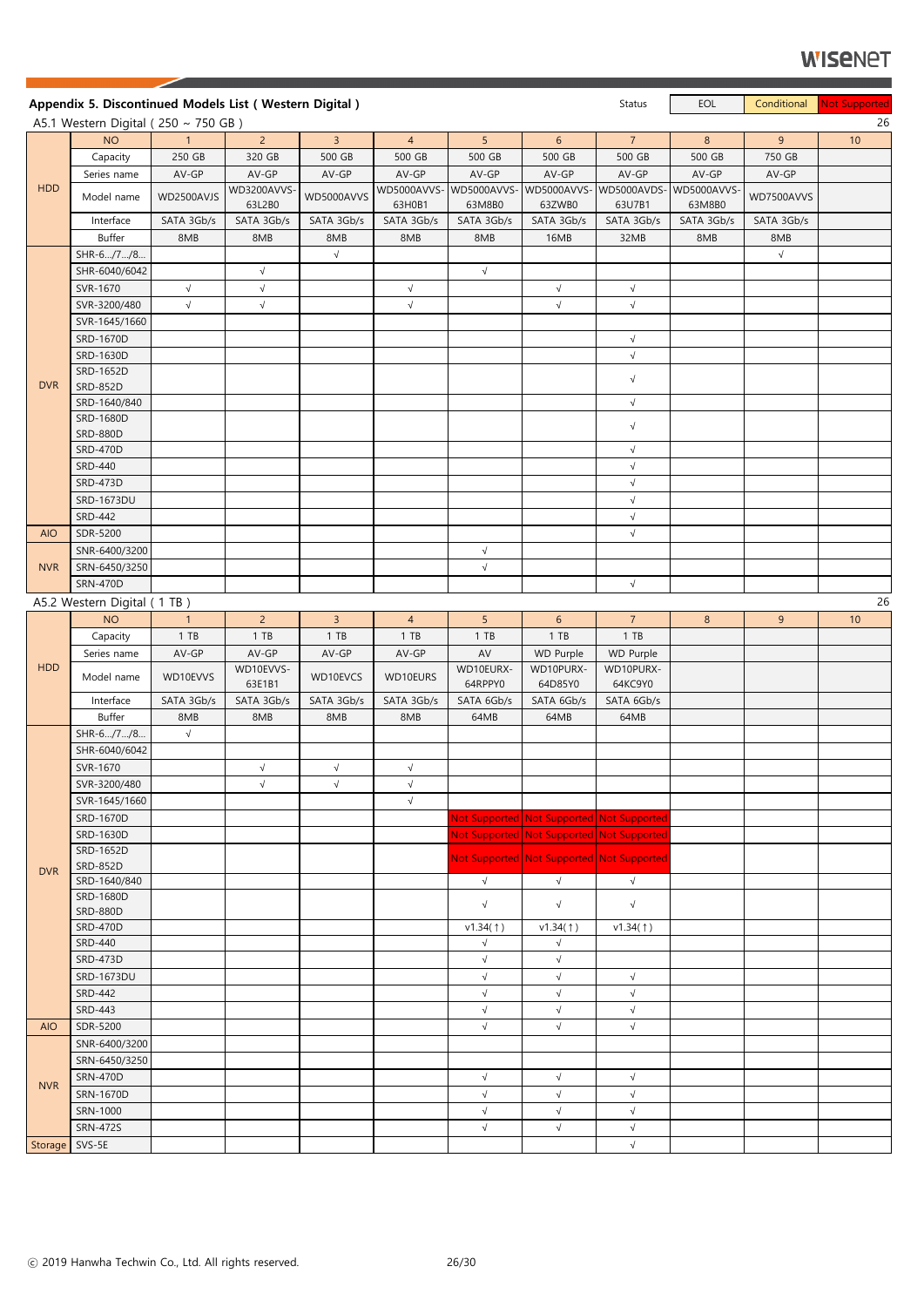## Appendix 5. Discontinued Models List ( Western Digital )

| Status | EOL | Conditional | Not Supported |
|---|---|---|---|

### A5.1 Western Digital ( 250 ~ 750 GB )

26

| | NO | 1 | 2 | 3 | 4 | 5 | 6 | 7 | 8 | 9 | 10 |
|---|---|---|---|---|---|---|---|---|---|---|---|
| HDD | Capacity | 250 GB | 320 GB | 500 GB | 500 GB | 500 GB | 500 GB | 500 GB | 500 GB | 750 GB | |
| | Series name | AV-GP | AV-GP | AV-GP | AV-GP | AV-GP | AV-GP | AV-GP | AV-GP | AV-GP | |
| | Model name | WD2500AVJS | WD3200AVVS-63L2B0 | WD5000AVVS | WD5000AVVS-63H0B1 | WD5000AVVS-63M8B0 | WD5000AVVS-63ZWB0 | WD5000AVDS-63U7B1 | WD5000AVVS-63M8B0 | WD7500AVVS | |
| | Interface | SATA 3Gb/s | SATA 3Gb/s | SATA 3Gb/s | SATA 3Gb/s | SATA 3Gb/s | SATA 3Gb/s | SATA 3Gb/s | SATA 3Gb/s | SATA 3Gb/s | |
| | Buffer | 8MB | 8MB | 8MB | 8MB | 8MB | 16MB | 32MB | 8MB | 8MB | |
| DVR | SHR-6.../7.../8... | | | √ | | | | | | √ | |
| | SHR-6040/6042 | | √ | | | √ | | | | | |
| | SVR-1670 | √ | √ | | √ | | √ | √ | | | |
| | SVR-3200/480 | √ | √ | | √ | | √ | √ | | | |
| | SVR-1645/1660 | | | | | | | | | | |
| | SRD-1670D | | | | | | | √ | | | |
| | SRD-1630D | | | | | | | √ | | | |
| | SRD-1652D / SRD-852D | | | | | | | √ | | | |
| | SRD-1640/840 | | | | | | | √ | | | |
| | SRD-1680D / SRD-880D | | | | | | | √ | | | |
| | SRD-470D | | | | | | | √ | | | |
| | SRD-440 | | | | | | | √ | | | |
| | SRD-473D | | | | | | | √ | | | |
| | SRD-1673DU | | | | | | | √ | | | |
| | SRD-442 | | | | | | | √ | | | |
| AIO | SDR-5200 | | | | | | | √ | | | |
| NVR | SNR-6400/3200 | | | | | √ | | | | | |
| | SRN-6450/3250 | | | | | √ | | | | | |
| | SRN-470D | | | | | | | √ | | | |

### A5.2 Western Digital ( 1 TB )

26

| | NO | 1 | 2 | 3 | 4 | 5 | 6 | 7 | 8 | 9 | 10 |
|---|---|---|---|---|---|---|---|---|---|---|---|
| HDD | Capacity | 1 TB | 1 TB | 1 TB | 1 TB | 1 TB | 1 TB | 1 TB | | | |
| | Series name | AV-GP | AV-GP | AV-GP | AV-GP | AV | WD Purple | WD Purple | | | |
| | Model name | WD10EVVS | WD10EVVS-63E1B1 | WD10EVCS | WD10EURS | WD10EURX-64RPPY0 | WD10PURX-64D85Y0 | WD10PURX-64KC9Y0 | | | |
| | Interface | SATA 3Gb/s | SATA 3Gb/s | SATA 3Gb/s | SATA 3Gb/s | SATA 6Gb/s | SATA 6Gb/s | SATA 6Gb/s | | | |
| | Buffer | 8MB | 8MB | 8MB | 8MB | 64MB | 64MB | 64MB | | | |
| DVR | SHR-6.../7.../8... | √ | | | | | | | | | |
| | SHR-6040/6042 | | | | | | | | | | |
| | SVR-1670 | | √ | √ | √ | | | | | | |
| | SVR-3200/480 | | √ | √ | √ | | | | | | |
| | SVR-1645/1660 | | | | √ | | | | | | |
| | SRD-1670D | | | | | Not Supported | Not Supported | Not Supported | | | |
| | SRD-1630D | | | | | Not Supported | Not Supported | Not Supported | | | |
| | SRD-1652D / SRD-852D | | | | | Not Supported | Not Supported | Not Supported | | | |
| | SRD-1640/840 | | | | | √ | √ | √ | | | |
| | SRD-1680D / SRD-880D | | | | | √ | √ | √ | | | |
| | SRD-470D | | | | | v1.34(↑) | v1.34(↑) | v1.34(↑) | | | |
| | SRD-440 | | | | | √ | √ | | | | |
| | SRD-473D | | | | | √ | √ | | | | |
| | SRD-1673DU | | | | | √ | √ | √ | | | |
| | SRD-442 | | | | | √ | √ | √ | | | |
| | SRD-443 | | | | | √ | √ | √ | | | |
| AIO | SDR-5200 | | | | | √ | √ | √ | | | |
| NVR | SNR-6400/3200 | | | | | | | | | | |
| | SRN-6450/3250 | | | | | | | | | | |
| | SRN-470D | | | | | √ | √ | √ | | | |
| | SRN-1670D | | | | | √ | √ | √ | | | |
| | SRN-1000 | | | | | √ | √ | √ | | | |
| | SRN-472S | | | | | √ | √ | √ | | | |
| Storage | SVS-5E | | | | | | | √ | | | |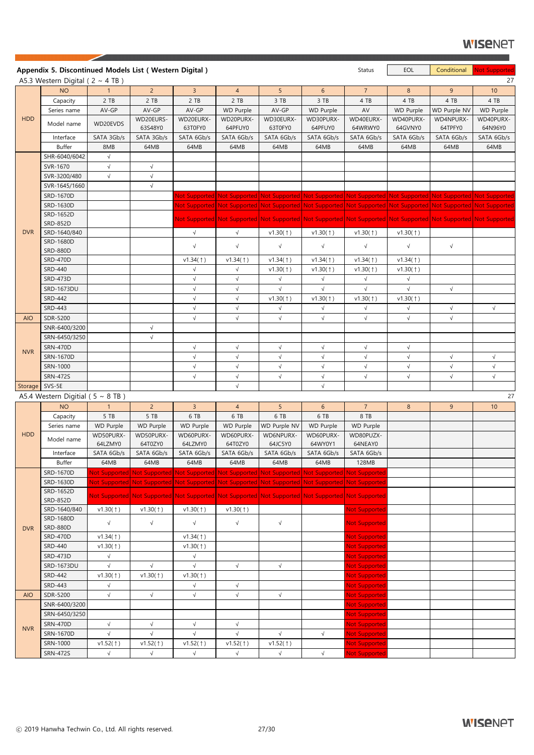## Appendix 5. Discontinued Models List ( Western Digital )

Status: EOL | Conditional | Not Supported

### A5.3 Western Digital ( 2 ~ 4 TB )

27

| | NO | 1 | 2 | 3 | 4 | 5 | 6 | 7 | 8 | 9 | 10 |
|---|---|---|---|---|---|---|---|---|---|---|---|
| HDD | Capacity | 2 TB | 2 TB | 2 TB | 2 TB | 3 TB | 3 TB | 4 TB | 4 TB | 4 TB | 4 TB |
| | Series name | AV-GP | AV-GP | AV-GP | WD Purple | AV-GP | WD Purple | AV | WD Purple | WD Purple NV | WD Purple |
| | Model name | WD20EVDS | WD20EURS-63S48Y0 | WD20EURX-63T0FY0 | WD20PURX-64PFUY0 | WD30EURX-63T0FY0 | WD30PURX-64PFUY0 | WD40EURX-64WRWY0 | WD40PURX-64GVNY0 | WD4NPURX-64TPFY0 | WD40PURX-64N96Y0 |
| | Interface | SATA 3Gb/s | SATA 3Gb/s | SATA 6Gb/s | SATA 6Gb/s | SATA 6Gb/s | SATA 6Gb/s | SATA 6Gb/s | SATA 6Gb/s | SATA 6Gb/s | SATA 6Gb/s |
| | Buffer | 8MB | 64MB | 64MB | 64MB | 64MB | 64MB | 64MB | 64MB | 64MB | 64MB |
| DVR | SHR-6040/6042 | √ | | | | | | | | | |
| | SVR-1670 | √ | √ | | | | | | | | |
| | SVR-3200/480 | √ | √ | | | | | | | | |
| | SVR-1645/1660 | | √ | | | | | | | | |
| | SRD-1670D | | | Not Supported | Not Supported | Not Supported | Not Supported | Not Supported | Not Supported | Not Supported | Not Supported |
| | SRD-1630D | | | Not Supported | Not Supported | Not Supported | Not Supported | Not Supported | Not Supported | Not Supported | Not Supported |
| | SRD-1652D SRD-852D | | | Not Supported | Not Supported | Not Supported | Not Supported | Not Supported | Not Supported | Not Supported | Not Supported |
| | SRD-1640/840 | | | √ | √ | v1.30(↑) | v1.30(↑) | v1.30(↑) | v1.30(↑) | | |
| | SRD-1680D SRD-880D | | | √ | √ | √ | √ | √ | √ | √ | |
| | SRD-470D | | | v1.34(↑) | v1.34(↑) | v1.34(↑) | v1.34(↑) | v1.34(↑) | v1.34(↑) | | |
| | SRD-440 | | | √ | √ | v1.30(↑) | v1.30(↑) | v1.30(↑) | v1.30(↑) | | |
| | SRD-473D | | | √ | √ | √ | √ | √ | √ | | |
| | SRD-1673DU | | | √ | √ | √ | √ | √ | √ | √ | |
| | SRD-442 | | | √ | √ | v1.30(↑) | v1.30(↑) | v1.30(↑) | v1.30(↑) | | |
| | SRD-443 | | | √ | √ | √ | √ | √ | √ | √ | √ |
| AIO | SDR-5200 | | | √ | √ | √ | √ | √ | √ | √ | |
| NVR | SNR-6400/3200 | | √ | | | | | | | | |
| | SRN-6450/3250 | | √ | | | | | | | | |
| | SRN-470D | | | √ | √ | √ | √ | √ | √ | | |
| | SRN-1670D | | | √ | √ | √ | √ | √ | √ | √ | √ |
| | SRN-1000 | | | √ | √ | √ | √ | √ | √ | √ | √ |
| | SRN-472S | | | √ | √ | √ | √ | √ | √ | √ | √ |
| Storage | SVS-5E | | | | √ | | √ | | | | |

### A5.4 Western Digitial ( 5 ~ 8 TB )

27

| | NO | 1 | 2 | 3 | 4 | 5 | 6 | 7 | 8 | 9 | 10 |
|---|---|---|---|---|---|---|---|---|---|---|---|
| HDD | Capacity | 5 TB | 5 TB | 6 TB | 6 TB | 6 TB | 6 TB | 8 TB | | | |
| | Series name | WD Purple | WD Purple | WD Purple | WD Purple | WD Purple NV | WD Purple | WD Purple | | | |
| | Model name | WD50PURX-64LZMY0 | WD50PURX-64T0ZY0 | WD60PURX-64LZMY0 | WD60PURX-64T0ZY0 | WD6NPURX-64JC5Y0 | WD60PURX-64WY0Y1 | WD80PUZX-64NEAY0 | | | |
| | Interface | SATA 6Gb/s | SATA 6Gb/s | SATA 6Gb/s | SATA 6Gb/s | SATA 6Gb/s | SATA 6Gb/s | SATA 6Gb/s | | | |
| | Buffer | 64MB | 64MB | 64MB | 64MB | 64MB | 64MB | 128MB | | | |
| DVR | SRD-1670D | Not Supported | Not Supported | Not Supported | Not Supported | Not Supported | Not Supported | Not Supported | | | |
| | SRD-1630D | Not Supported | Not Supported | Not Supported | Not Supported | Not Supported | Not Supported | Not Supported | | | |
| | SRD-1652D SRD-852D | Not Supported | Not Supported | Not Supported | Not Supported | Not Supported | Not Supported | Not Supported | | | |
| | SRD-1640/840 | v1.30(↑) | v1.30(↑) | v1.30(↑) | v1.30(↑) | | | Not Supported | | | |
| | SRD-1680D SRD-880D | √ | √ | √ | √ | √ | | Not Supported | | | |
| | SRD-470D | v1.34(↑) | | v1.34(↑) | | | | Not Supported | | | |
| | SRD-440 | v1.30(↑) | | v1.30(↑) | | | | Not Supported | | | |
| | SRD-473D | √ | | √ | | | | Not Supported | | | |
| | SRD-1673DU | √ | √ | √ | √ | √ | | Not Supported | | | |
| | SRD-442 | v1.30(↑) | v1.30(↑) | v1.30(↑) | | | | Not Supported | | | |
| | SRD-443 | √ | | √ | √ | | | Not Supported | | | |
| AIO | SDR-5200 | √ | √ | √ | √ | √ | | Not Supported | | | |
| NVR | SNR-6400/3200 | | | | | | | Not Supported | | | |
| | SRN-6450/3250 | | | | | | | Not Supported | | | |
| | SRN-470D | √ | √ | √ | √ | | | Not Supported | | | |
| | SRN-1670D | √ | √ | √ | √ | √ | √ | Not Supported | | | |
| | SRN-1000 | v1.52(↑) | v1.52(↑) | v1.52(↑) | v1.52(↑) | v1.52(↑) | | Not Supported | | | |
| | SRN-472S | √ | √ | √ | √ | √ | √ | Not Supported | | | |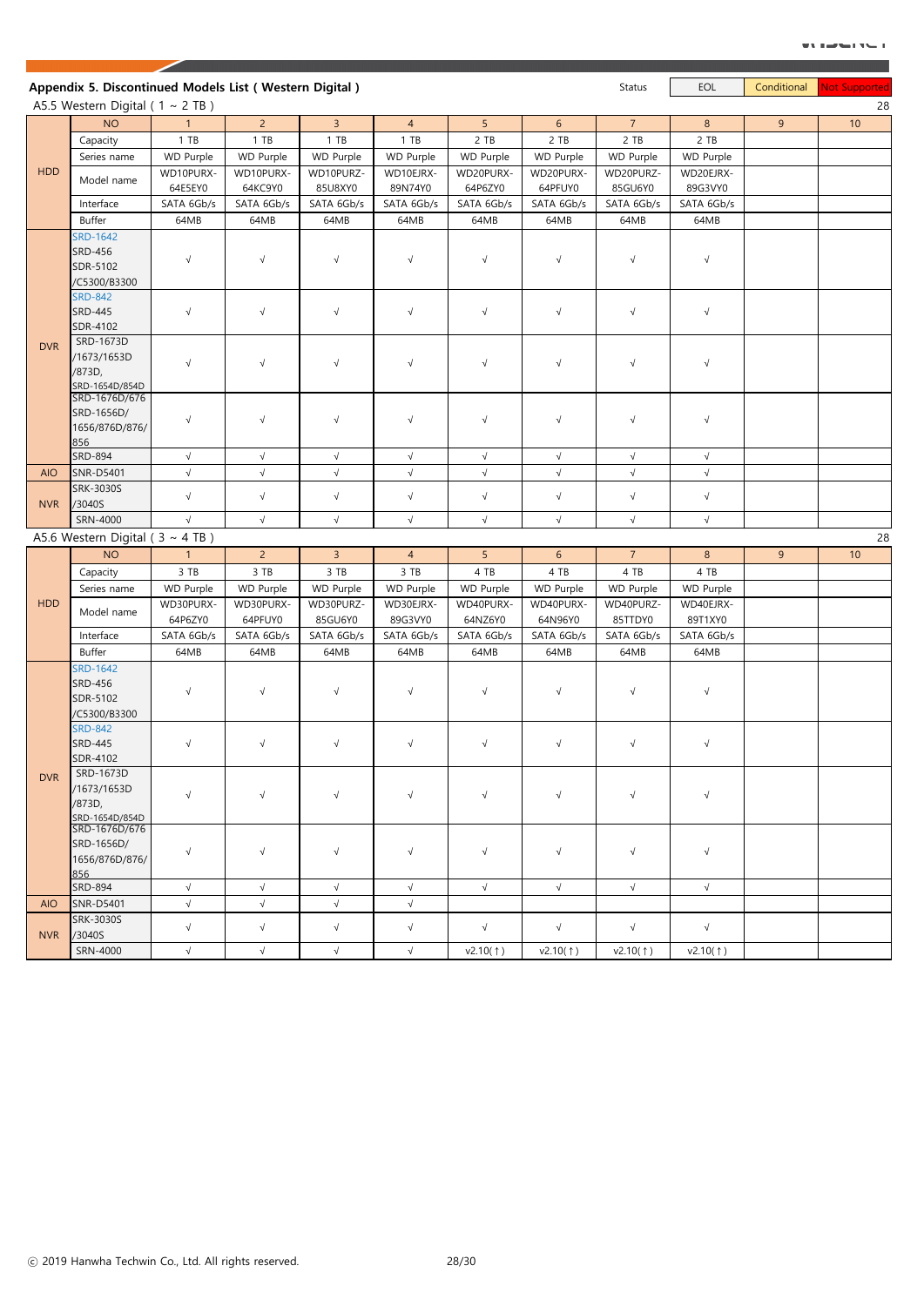## Appendix 5. Discontinued Models List ( Western Digital )

| Status | EOL | Conditional | Not Supported |
|---|---|---|---|

### A5.5 Western Digital ( 1 ~ 2 TB )

28

| | NO | 1 | 2 | 3 | 4 | 5 | 6 | 7 | 8 | 9 | 10 |
|---|---|---|---|---|---|---|---|---|---|---|---|
| HDD | Capacity | 1 TB | 1 TB | 1 TB | 1 TB | 2 TB | 2 TB | 2 TB | 2 TB | | |
| | Series name | WD Purple | WD Purple | WD Purple | WD Purple | WD Purple | WD Purple | WD Purple | WD Purple | | |
| | Model name | WD10PURX-64E5EY0 | WD10PURX-64KC9Y0 | WD10PURZ-85U8XY0 | WD10EJRX-89N74Y0 | WD20PURX-64P6ZY0 | WD20PURX-64PFUY0 | WD20PURZ-85GU6Y0 | WD20EJRX-89G3VY0 | | |
| | Interface | SATA 6Gb/s | SATA 6Gb/s | SATA 6Gb/s | SATA 6Gb/s | SATA 6Gb/s | SATA 6Gb/s | SATA 6Gb/s | SATA 6Gb/s | | |
| | Buffer | 64MB | 64MB | 64MB | 64MB | 64MB | 64MB | 64MB | 64MB | | |
| DVR | SRD-1642 SRD-456 SDR-5102 /C5300/B3300 | √ | √ | √ | √ | √ | √ | √ | √ | | |
| | SRD-842 SRD-445 SDR-4102 | √ | √ | √ | √ | √ | √ | √ | √ | | |
| | SRD-1673D /1673/1653D /873D, SRD-1654D/854D | √ | √ | √ | √ | √ | √ | √ | √ | | |
| | SRD-1676D/676 SRD-1656D/ 1656/876D/876/ 856 | √ | √ | √ | √ | √ | √ | √ | √ | | |
| | SRD-894 | √ | √ | √ | √ | √ | √ | √ | √ | | |
| AIO | SNR-D5401 | √ | √ | √ | √ | √ | √ | √ | √ | | |
| NVR | SRK-3030S /3040S | √ | √ | √ | √ | √ | √ | √ | √ | | |
| | SRN-4000 | √ | √ | √ | √ | √ | √ | √ | √ | | |

### A5.6 Western Digital ( 3 ~ 4 TB )

28

| | NO | 1 | 2 | 3 | 4 | 5 | 6 | 7 | 8 | 9 | 10 |
|---|---|---|---|---|---|---|---|---|---|---|---|
| HDD | Capacity | 3 TB | 3 TB | 3 TB | 3 TB | 4 TB | 4 TB | 4 TB | 4 TB | | |
| | Series name | WD Purple | WD Purple | WD Purple | WD Purple | WD Purple | WD Purple | WD Purple | WD Purple | | |
| | Model name | WD30PURX-64P6ZY0 | WD30PURX-64PFUY0 | WD30PURZ-85GU6Y0 | WD30EJRX-89G3VY0 | WD40PURX-64NZ6Y0 | WD40PURX-64N96Y0 | WD40PURZ-85TTDY0 | WD40EJRX-89T1XY0 | | |
| | Interface | SATA 6Gb/s | SATA 6Gb/s | SATA 6Gb/s | SATA 6Gb/s | SATA 6Gb/s | SATA 6Gb/s | SATA 6Gb/s | SATA 6Gb/s | | |
| | Buffer | 64MB | 64MB | 64MB | 64MB | 64MB | 64MB | 64MB | 64MB | | |
| DVR | SRD-1642 SRD-456 SDR-5102 /C5300/B3300 | √ | √ | √ | √ | √ | √ | √ | √ | | |
| | SRD-842 SRD-445 SDR-4102 | √ | √ | √ | √ | √ | √ | √ | √ | | |
| | SRD-1673D /1673/1653D /873D, SRD-1654D/854D | √ | √ | √ | √ | √ | √ | √ | √ | | |
| | SRD-1676D/676 SRD-1656D/ 1656/876D/876/ 856 | √ | √ | √ | √ | √ | √ | √ | √ | | |
| | SRD-894 | √ | √ | √ | √ | √ | √ | √ | √ | | |
| AIO | SNR-D5401 | √ | √ | √ | √ | | | | | | |
| NVR | SRK-3030S /3040S | √ | √ | √ | √ | √ | √ | √ | √ | | |
| | SRN-4000 | √ | √ | √ | √ | v2.10(↑) | v2.10(↑) | v2.10(↑) | v2.10(↑) | | |

ⓒ 2019 Hanwha Techwin Co., Ltd. All rights reserved.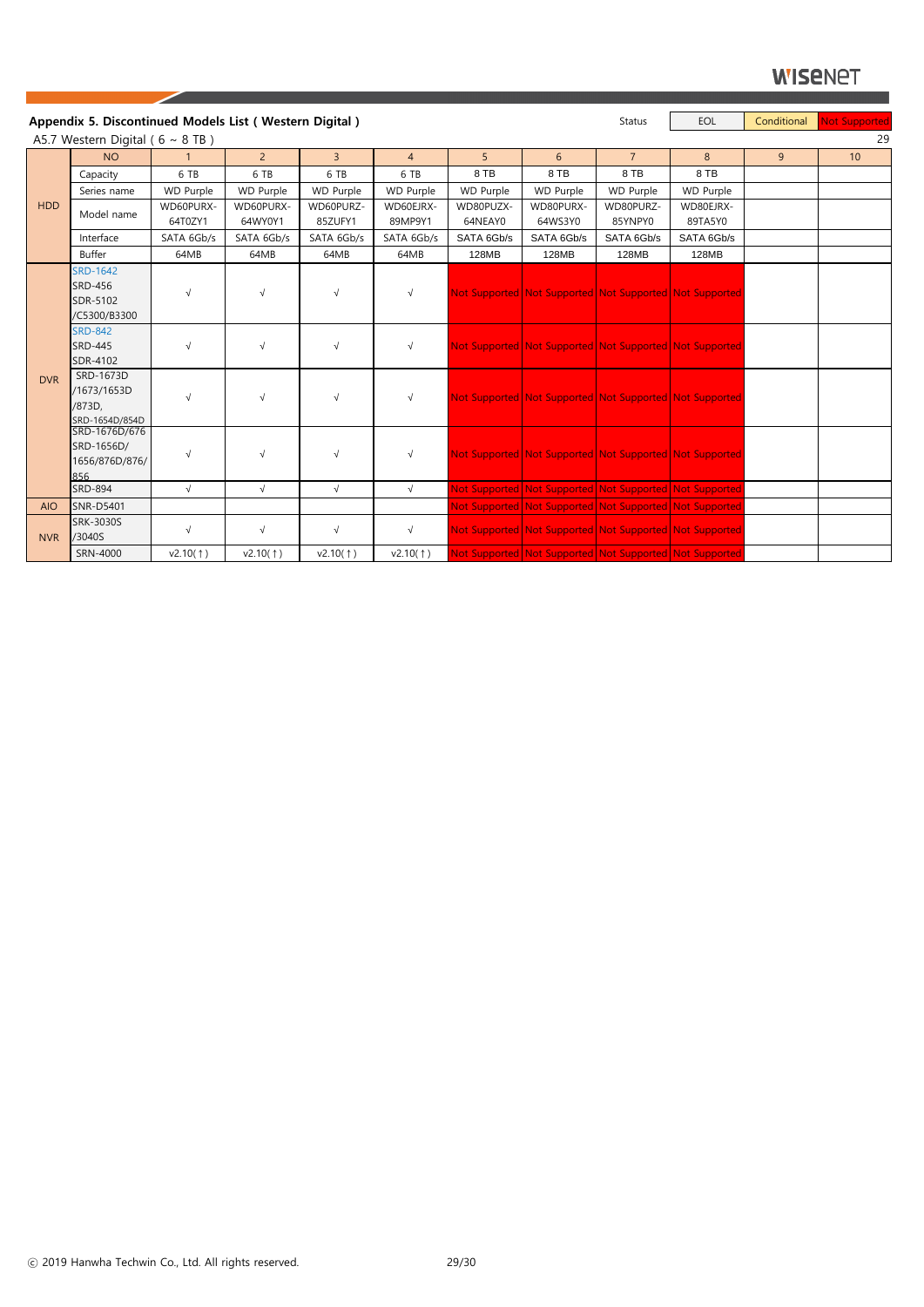## Appendix 5. Discontinued Models List ( Western Digital )

| Status | EOL | Conditional | Not Supported |
|---|---|---|---|

A5.7 Western Digital ( 6 ~ 8 TB )

| | NO | 1 | 2 | 3 | 4 | 5 | 6 | 7 | 8 | 9 | 10 |
|---|---|---|---|---|---|---|---|---|---|---|---|
| HDD | Capacity | 6 TB | 6 TB | 6 TB | 6 TB | 8 TB | 8 TB | 8 TB | 8 TB | | |
| | Series name | WD Purple | WD Purple | WD Purple | WD Purple | WD Purple | WD Purple | WD Purple | WD Purple | | |
| | Model name | WD60PURX-64T0ZY1 | WD60PURX-64WY0Y1 | WD60PURZ-85ZUFY1 | WD60EJRX-89MP9Y1 | WD80PUZX-64NEAY0 | WD80PURX-64WS3Y0 | WD80PURZ-85YNPY0 | WD80EJRX-89TA5Y0 | | |
| | Interface | SATA 6Gb/s | SATA 6Gb/s | SATA 6Gb/s | SATA 6Gb/s | SATA 6Gb/s | SATA 6Gb/s | SATA 6Gb/s | SATA 6Gb/s | | |
| | Buffer | 64MB | 64MB | 64MB | 64MB | 128MB | 128MB | 128MB | 128MB | | |
| DVR | SRD-1642 SRD-456 SDR-5102 /C5300/B3300 | √ | √ | √ | √ | Not Supported | Not Supported | Not Supported | Not Supported | | |
| | SRD-842 SRD-445 SDR-4102 | √ | √ | √ | √ | Not Supported | Not Supported | Not Supported | Not Supported | | |
| | SRD-1673D /1673/1653D /873D, SRD-1654D/854D | √ | √ | √ | √ | Not Supported | Not Supported | Not Supported | Not Supported | | |
| | SRD-1676D/676 SRD-1656D/ 1656/876D/876/ 856 | √ | √ | √ | √ | Not Supported | Not Supported | Not Supported | Not Supported | | |
| | SRD-894 | √ | √ | √ | √ | Not Supported | Not Supported | Not Supported | Not Supported | | |
| AIO | SNR-D5401 | | | | | Not Supported | Not Supported | Not Supported | Not Supported | | |
| NVR | SRK-3030S /3040S | √ | √ | √ | √ | Not Supported | Not Supported | Not Supported | Not Supported | | |
| | SRN-4000 | v2.10(↑) | v2.10(↑) | v2.10(↑) | v2.10(↑) | Not Supported | Not Supported | Not Supported | Not Supported | | |

ⓒ 2019 Hanwha Techwin Co., Ltd. All rights reserved.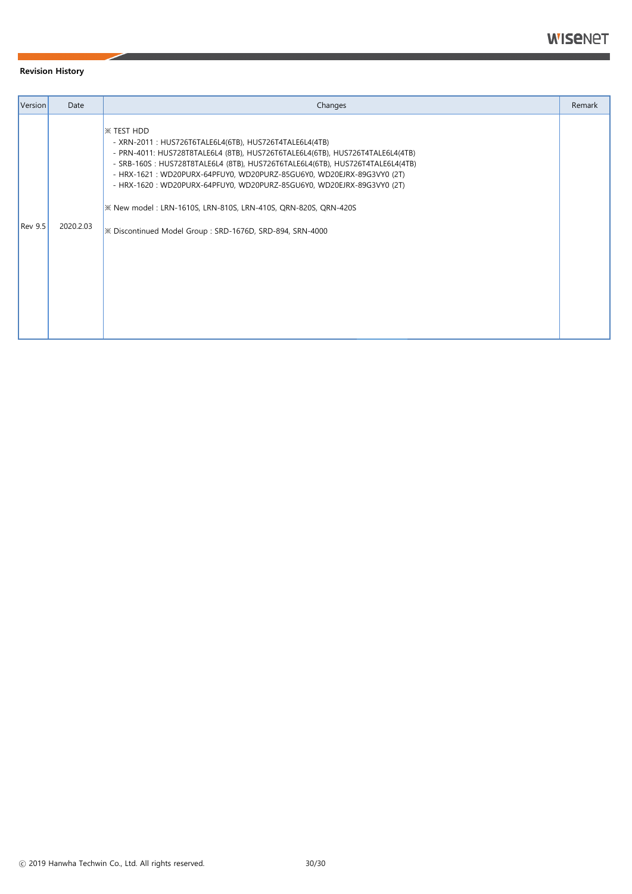**Revision History**

| Version | Date | Changes | Remark |
|---|---|---|---|
| Rev 9.5 | 2020.2.03 | ※ TEST HDD<br>- XRN-2011 : HUS726T6TALE6L4(6TB), HUS726T4TALE6L4(4TB)<br>- PRN-4011: HUS728T8TALE6L4 (8TB), HUS726T6TALE6L4(6TB), HUS726T4TALE6L4(4TB)<br>- SRB-160S : HUS728T8TALE6L4 (8TB), HUS726T6TALE6L4(6TB), HUS726T4TALE6L4(4TB)<br>- HRX-1621 : WD20PURX-64PFUY0, WD20PURZ-85GU6Y0, WD20EJRX-89G3VY0 (2T)<br>- HRX-1620 : WD20PURX-64PFUY0, WD20PURZ-85GU6Y0, WD20EJRX-89G3VY0 (2T)<br><br>※ New model : LRN-1610S, LRN-810S, LRN-410S, QRN-820S, QRN-420S<br><br>※ Discontinued Model Group : SRD-1676D, SRD-894, SRN-4000 | |

ⓒ 2019 Hanwha Techwin Co., Ltd. All rights reserved.